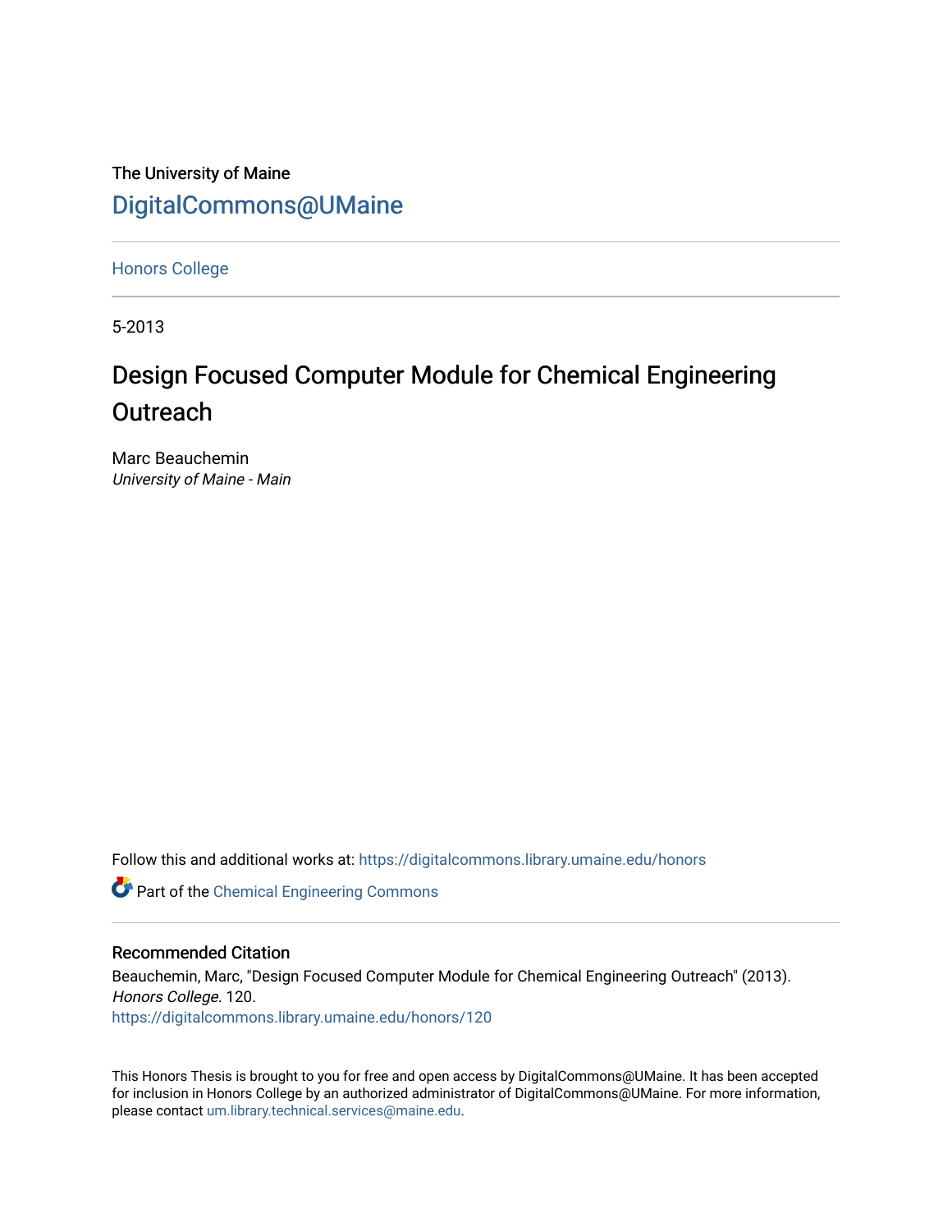The University of Maine

[DigitalCommons@UMaine](https://digitalcommons.library.umaine.edu/)

---

Honors College

---

5-2013

# Design Focused Computer Module for Chemical Engineering Outreach

Marc Beauchemin
*University of Maine - Main*

Follow this and additional works at: https://digitalcommons.library.umaine.edu/honors

Part of the Chemical Engineering Commons

---

## Recommended Citation

Beauchemin, Marc, "Design Focused Computer Module for Chemical Engineering Outreach" (2013). *Honors College*. 120.
https://digitalcommons.library.umaine.edu/honors/120

This Honors Thesis is brought to you for free and open access by DigitalCommons@UMaine. It has been accepted for inclusion in Honors College by an authorized administrator of DigitalCommons@UMaine. For more information, please contact um.library.technical.services@maine.edu.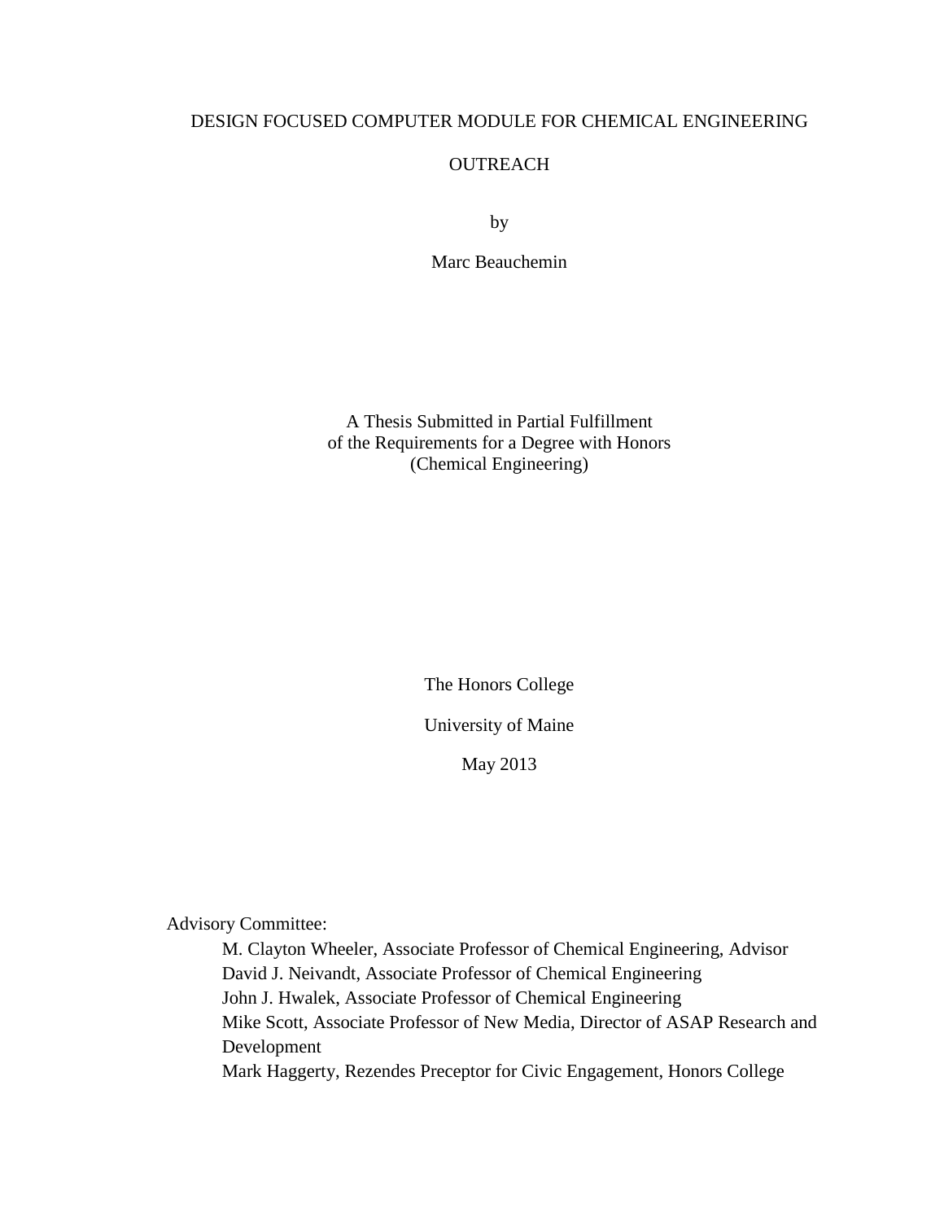# DESIGN FOCUSED COMPUTER MODULE FOR CHEMICAL ENGINEERING OUTREACH

by

Marc Beauchemin

A Thesis Submitted in Partial Fulfillment
of the Requirements for a Degree with Honors
(Chemical Engineering)

The Honors College

University of Maine

May 2013

Advisory Committee:

M. Clayton Wheeler, Associate Professor of Chemical Engineering, Advisor
David J. Neivandt, Associate Professor of Chemical Engineering
John J. Hwalek, Associate Professor of Chemical Engineering
Mike Scott, Associate Professor of New Media, Director of ASAP Research and Development
Mark Haggerty, Rezendes Preceptor for Civic Engagement, Honors College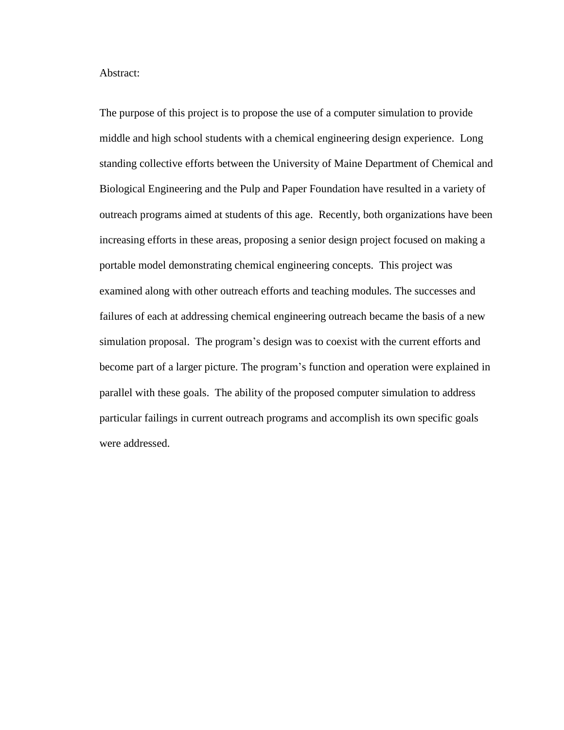Abstract:

The purpose of this project is to propose the use of a computer simulation to provide middle and high school students with a chemical engineering design experience. Long standing collective efforts between the University of Maine Department of Chemical and Biological Engineering and the Pulp and Paper Foundation have resulted in a variety of outreach programs aimed at students of this age. Recently, both organizations have been increasing efforts in these areas, proposing a senior design project focused on making a portable model demonstrating chemical engineering concepts. This project was examined along with other outreach efforts and teaching modules. The successes and failures of each at addressing chemical engineering outreach became the basis of a new simulation proposal. The program's design was to coexist with the current efforts and become part of a larger picture. The program's function and operation were explained in parallel with these goals. The ability of the proposed computer simulation to address particular failings in current outreach programs and accomplish its own specific goals were addressed.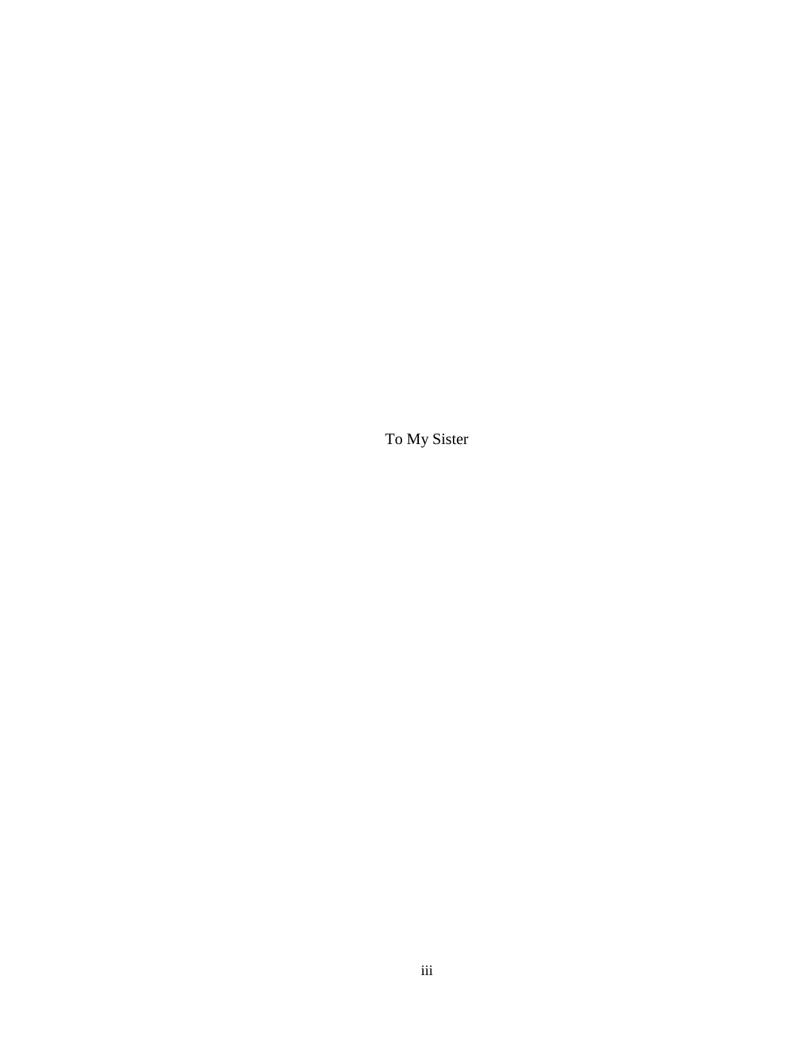To My Sister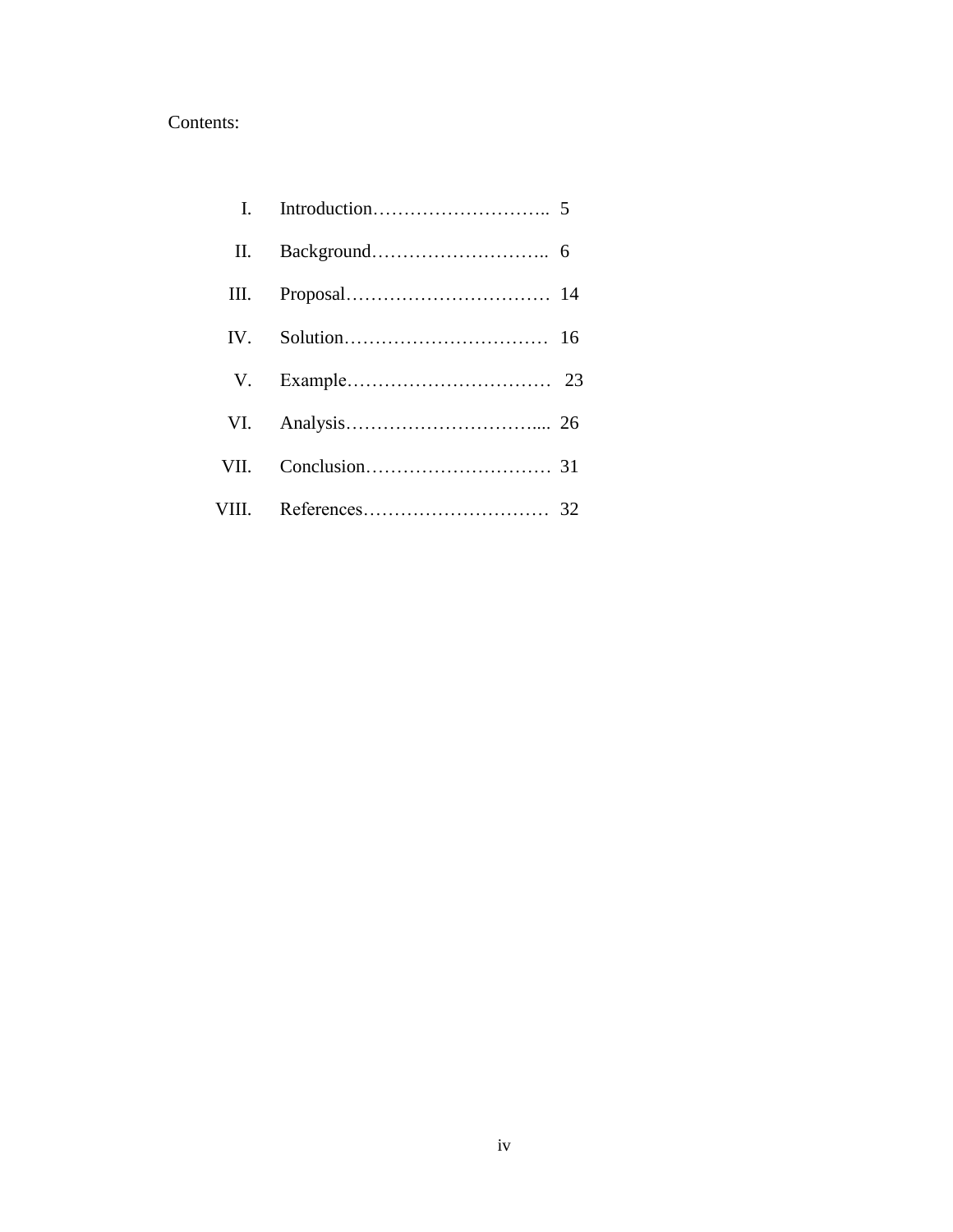Contents:

I. Introduction……………………….. 5

II. Background……………………….. 6

III. Proposal…………………………… 14

IV. Solution…………………………… 16

V. Example…………………………… 23

VI. Analysis…………………………..... 26

VII. Conclusion………………………… 31

VIII. References………………………… 32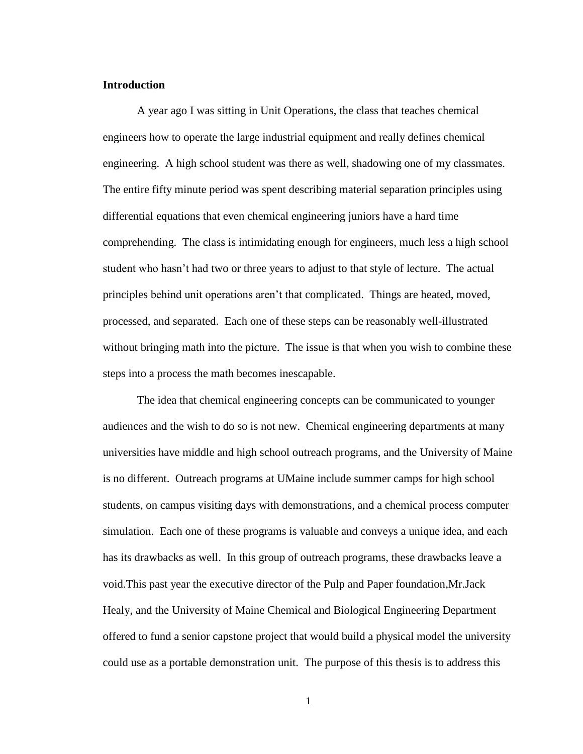**Introduction**

A year ago I was sitting in Unit Operations, the class that teaches chemical engineers how to operate the large industrial equipment and really defines chemical engineering. A high school student was there as well, shadowing one of my classmates. The entire fifty minute period was spent describing material separation principles using differential equations that even chemical engineering juniors have a hard time comprehending. The class is intimidating enough for engineers, much less a high school student who hasn't had two or three years to adjust to that style of lecture. The actual principles behind unit operations aren't that complicated. Things are heated, moved, processed, and separated. Each one of these steps can be reasonably well-illustrated without bringing math into the picture. The issue is that when you wish to combine these steps into a process the math becomes inescapable.

The idea that chemical engineering concepts can be communicated to younger audiences and the wish to do so is not new. Chemical engineering departments at many universities have middle and high school outreach programs, and the University of Maine is no different. Outreach programs at UMaine include summer camps for high school students, on campus visiting days with demonstrations, and a chemical process computer simulation. Each one of these programs is valuable and conveys a unique idea, and each has its drawbacks as well. In this group of outreach programs, these drawbacks leave a void.This past year the executive director of the Pulp and Paper foundation,Mr.Jack Healy, and the University of Maine Chemical and Biological Engineering Department offered to fund a senior capstone project that would build a physical model the university could use as a portable demonstration unit. The purpose of this thesis is to address this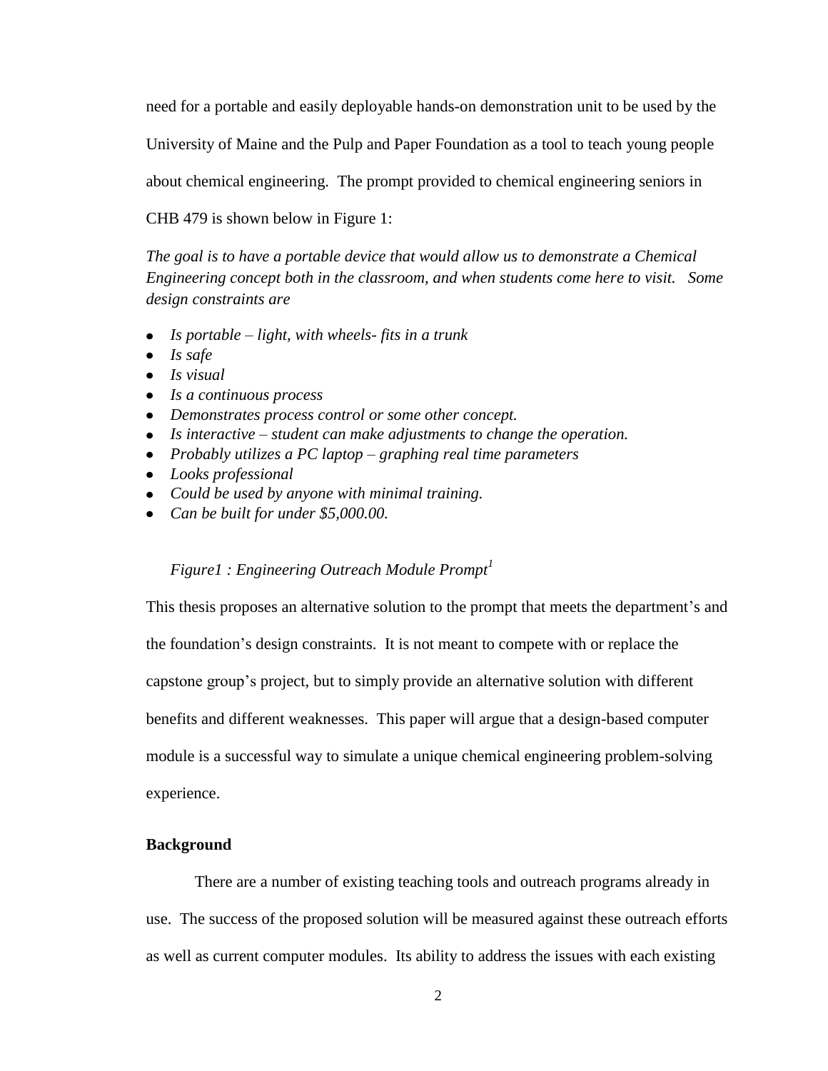need for a portable and easily deployable hands-on demonstration unit to be used by the University of Maine and the Pulp and Paper Foundation as a tool to teach young people about chemical engineering. The prompt provided to chemical engineering seniors in CHB 479 is shown below in Figure 1:

*The goal is to have a portable device that would allow us to demonstrate a Chemical Engineering concept both in the classroom, and when students come here to visit. Some design constraints are*

- *Is portable – light, with wheels- fits in a trunk*
- *Is safe*
- *Is visual*
- *Is a continuous process*
- *Demonstrates process control or some other concept.*
- *Is interactive – student can make adjustments to change the operation.*
- *Probably utilizes a PC laptop – graphing real time parameters*
- *Looks professional*
- *Could be used by anyone with minimal training.*
- *Can be built for under $5,000.00.*

*Figure1 : Engineering Outreach Module Prompt*[1]

This thesis proposes an alternative solution to the prompt that meets the department's and the foundation's design constraints. It is not meant to compete with or replace the capstone group's project, but to simply provide an alternative solution with different benefits and different weaknesses. This paper will argue that a design-based computer module is a successful way to simulate a unique chemical engineering problem-solving experience.

**Background**

There are a number of existing teaching tools and outreach programs already in use. The success of the proposed solution will be measured against these outreach efforts as well as current computer modules. Its ability to address the issues with each existing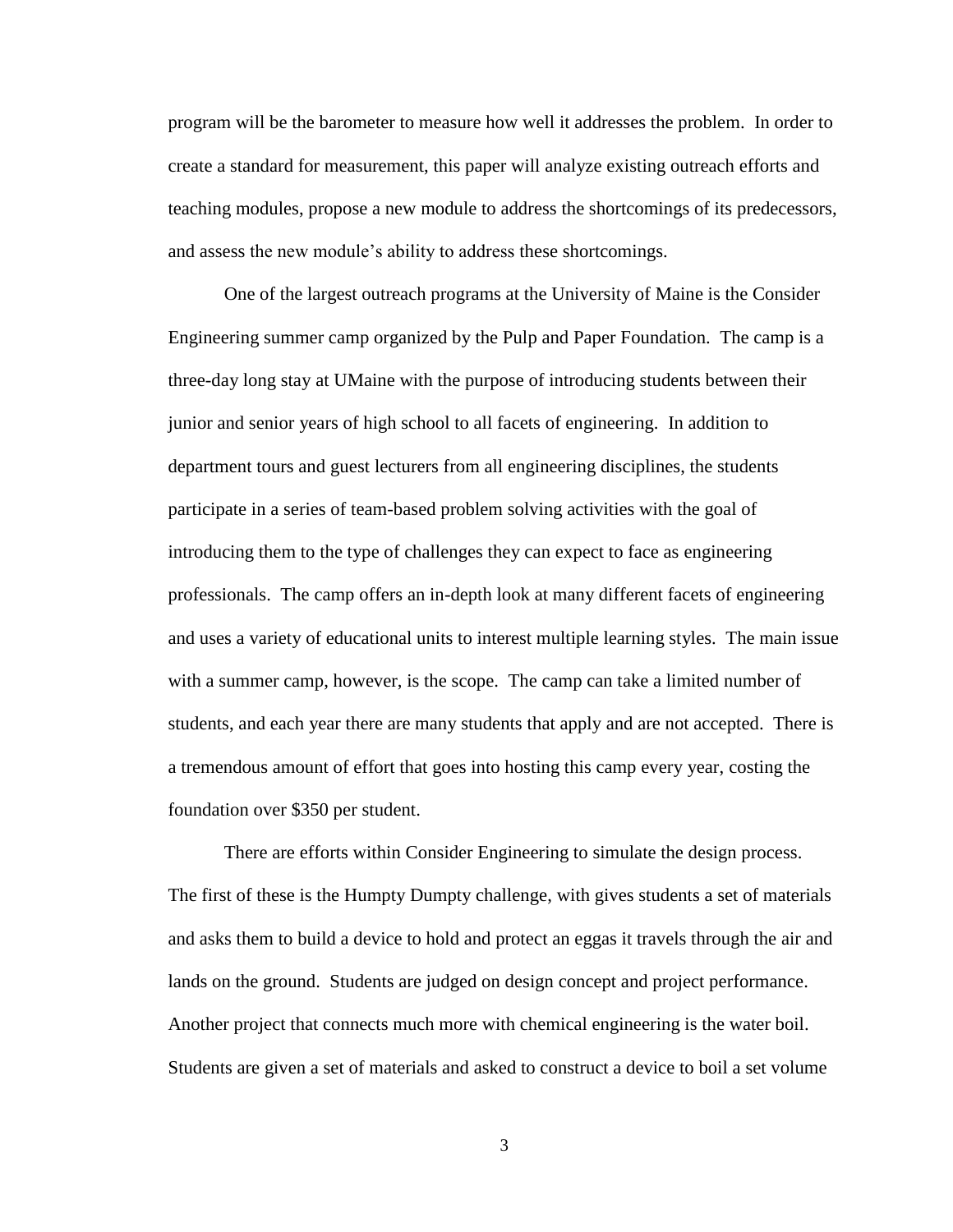program will be the barometer to measure how well it addresses the problem. In order to create a standard for measurement, this paper will analyze existing outreach efforts and teaching modules, propose a new module to address the shortcomings of its predecessors, and assess the new module's ability to address these shortcomings.

One of the largest outreach programs at the University of Maine is the Consider Engineering summer camp organized by the Pulp and Paper Foundation. The camp is a three-day long stay at UMaine with the purpose of introducing students between their junior and senior years of high school to all facets of engineering. In addition to department tours and guest lecturers from all engineering disciplines, the students participate in a series of team-based problem solving activities with the goal of introducing them to the type of challenges they can expect to face as engineering professionals. The camp offers an in-depth look at many different facets of engineering and uses a variety of educational units to interest multiple learning styles. The main issue with a summer camp, however, is the scope. The camp can take a limited number of students, and each year there are many students that apply and are not accepted. There is a tremendous amount of effort that goes into hosting this camp every year, costing the foundation over $350 per student.

There are efforts within Consider Engineering to simulate the design process. The first of these is the Humpty Dumpty challenge, with gives students a set of materials and asks them to build a device to hold and protect an eggas it travels through the air and lands on the ground. Students are judged on design concept and project performance. Another project that connects much more with chemical engineering is the water boil. Students are given a set of materials and asked to construct a device to boil a set volume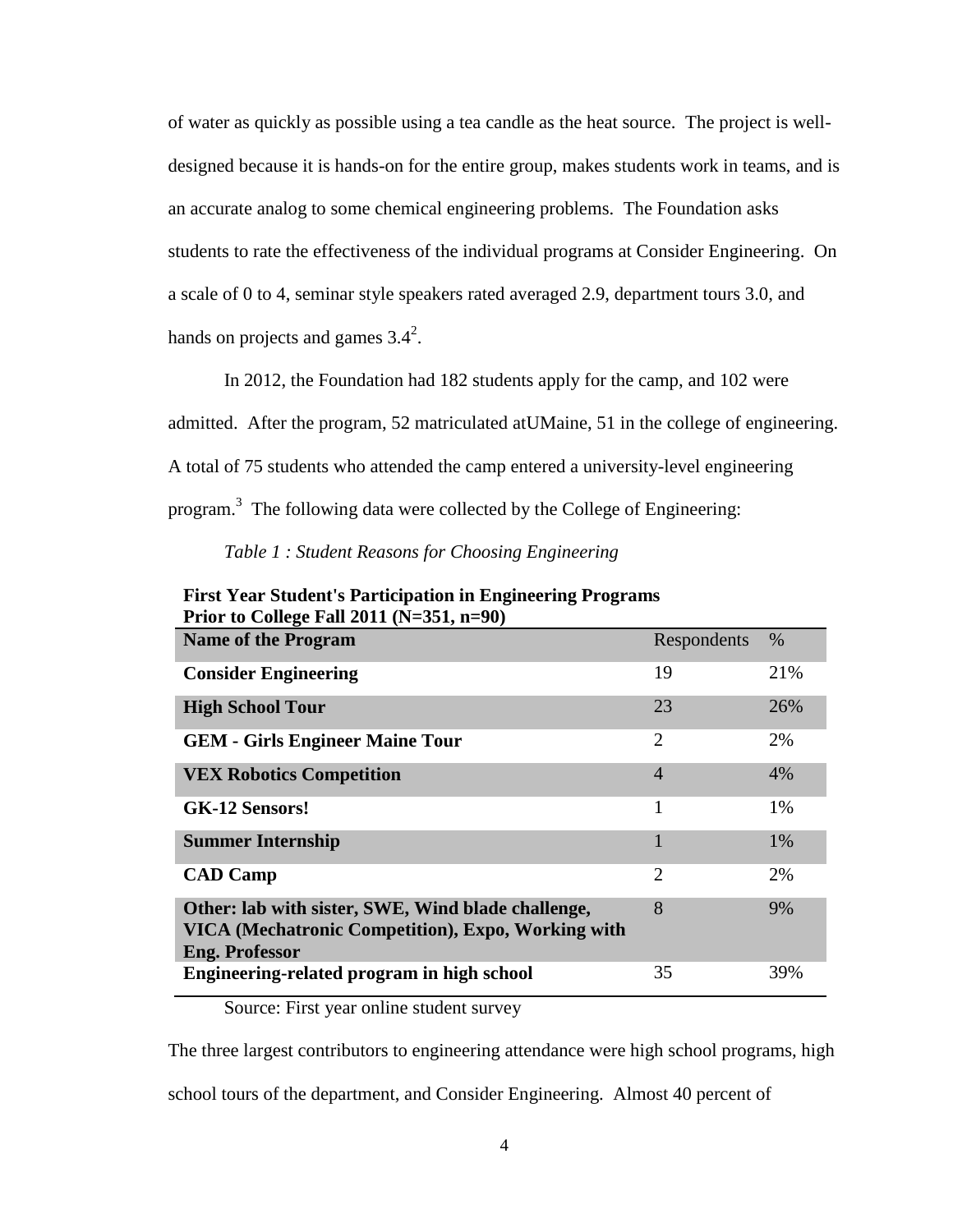of water as quickly as possible using a tea candle as the heat source. The project is well-designed because it is hands-on for the entire group, makes students work in teams, and is an accurate analog to some chemical engineering problems. The Foundation asks students to rate the effectiveness of the individual programs at Consider Engineering. On a scale of 0 to 4, seminar style speakers rated averaged 2.9, department tours 3.0, and hands on projects and games 3.4[2].

In 2012, the Foundation had 182 students apply for the camp, and 102 were admitted. After the program, 52 matriculated atUMaine, 51 in the college of engineering. A total of 75 students who attended the camp entered a university-level engineering program.[3] The following data were collected by the College of Engineering:

*Table 1 : Student Reasons for Choosing Engineering*

**First Year Student's Participation in Engineering Programs Prior to College Fall 2011 (N=351, n=90)**

| Name of the Program | Respondents | % |
|---|---|---|
| **Consider Engineering** | 19 | 21% |
| **High School Tour** | 23 | 26% |
| **GEM - Girls Engineer Maine Tour** | 2 | 2% |
| **VEX Robotics Competition** | 4 | 4% |
| **GK-12 Sensors!** | 1 | 1% |
| **Summer Internship** | 1 | 1% |
| **CAD Camp** | 2 | 2% |
| **Other: lab with sister, SWE, Wind blade challenge, VICA (Mechatronic Competition), Expo, Working with Eng. Professor** | 8 | 9% |
| **Engineering-related program in high school** | 35 | 39% |

Source: First year online student survey

The three largest contributors to engineering attendance were high school programs, high school tours of the department, and Consider Engineering. Almost 40 percent of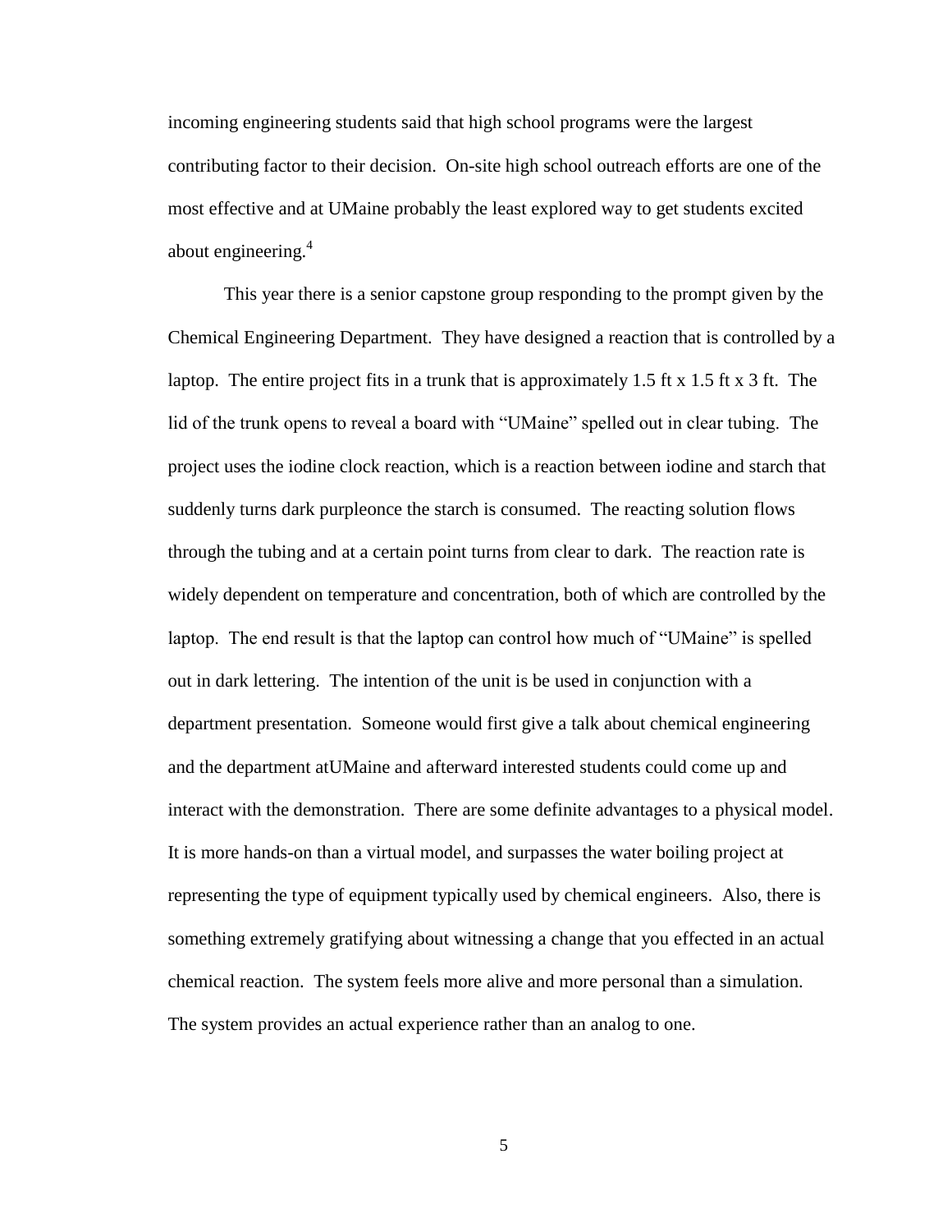incoming engineering students said that high school programs were the largest contributing factor to their decision. On-site high school outreach efforts are one of the most effective and at UMaine probably the least explored way to get students excited about engineering.[4]

This year there is a senior capstone group responding to the prompt given by the Chemical Engineering Department. They have designed a reaction that is controlled by a laptop. The entire project fits in a trunk that is approximately 1.5 ft x 1.5 ft x 3 ft. The lid of the trunk opens to reveal a board with "UMaine" spelled out in clear tubing. The project uses the iodine clock reaction, which is a reaction between iodine and starch that suddenly turns dark purpleonce the starch is consumed. The reacting solution flows through the tubing and at a certain point turns from clear to dark. The reaction rate is widely dependent on temperature and concentration, both of which are controlled by the laptop. The end result is that the laptop can control how much of "UMaine" is spelled out in dark lettering. The intention of the unit is be used in conjunction with a department presentation. Someone would first give a talk about chemical engineering and the department atUMaine and afterward interested students could come up and interact with the demonstration. There are some definite advantages to a physical model. It is more hands-on than a virtual model, and surpasses the water boiling project at representing the type of equipment typically used by chemical engineers. Also, there is something extremely gratifying about witnessing a change that you effected in an actual chemical reaction. The system feels more alive and more personal than a simulation. The system provides an actual experience rather than an analog to one.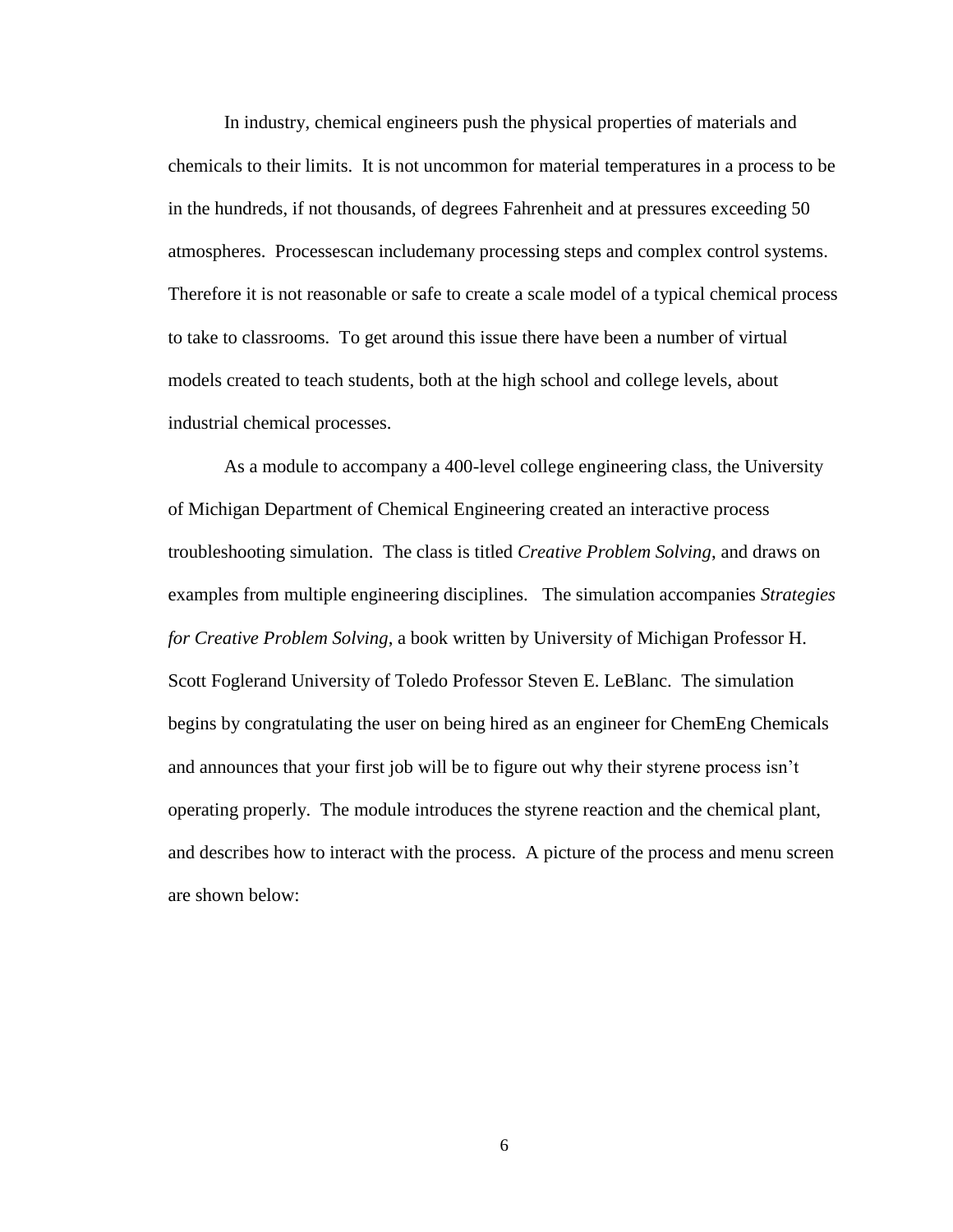In industry, chemical engineers push the physical properties of materials and chemicals to their limits. It is not uncommon for material temperatures in a process to be in the hundreds, if not thousands, of degrees Fahrenheit and at pressures exceeding 50 atmospheres. Processescan includemany processing steps and complex control systems. Therefore it is not reasonable or safe to create a scale model of a typical chemical process to take to classrooms. To get around this issue there have been a number of virtual models created to teach students, both at the high school and college levels, about industrial chemical processes.

As a module to accompany a 400-level college engineering class, the University of Michigan Department of Chemical Engineering created an interactive process troubleshooting simulation. The class is titled *Creative Problem Solving*, and draws on examples from multiple engineering disciplines. The simulation accompanies *Strategies for Creative Problem Solving*, a book written by University of Michigan Professor H. Scott Foglerand University of Toledo Professor Steven E. LeBlanc. The simulation begins by congratulating the user on being hired as an engineer for ChemEng Chemicals and announces that your first job will be to figure out why their styrene process isn't operating properly. The module introduces the styrene reaction and the chemical plant, and describes how to interact with the process. A picture of the process and menu screen are shown below: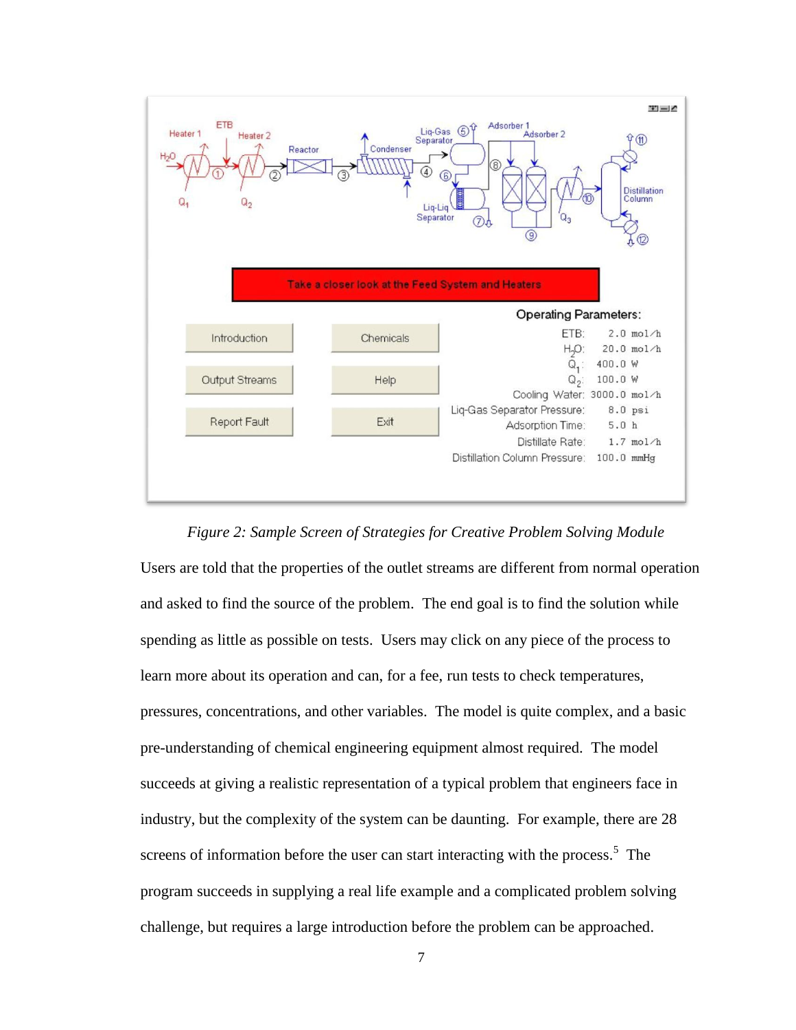*Figure 2: Sample Screen of Strategies for Creative Problem Solving Module*

Users are told that the properties of the outlet streams are different from normal operation and asked to find the source of the problem. The end goal is to find the solution while spending as little as possible on tests. Users may click on any piece of the process to learn more about its operation and can, for a fee, run tests to check temperatures, pressures, concentrations, and other variables. The model is quite complex, and a basic pre-understanding of chemical engineering equipment almost required. The model succeeds at giving a realistic representation of a typical problem that engineers face in industry, but the complexity of the system can be daunting. For example, there are 28 screens of information before the user can start interacting with the process.[5] The program succeeds in supplying a real life example and a complicated problem solving challenge, but requires a large introduction before the problem can be approached.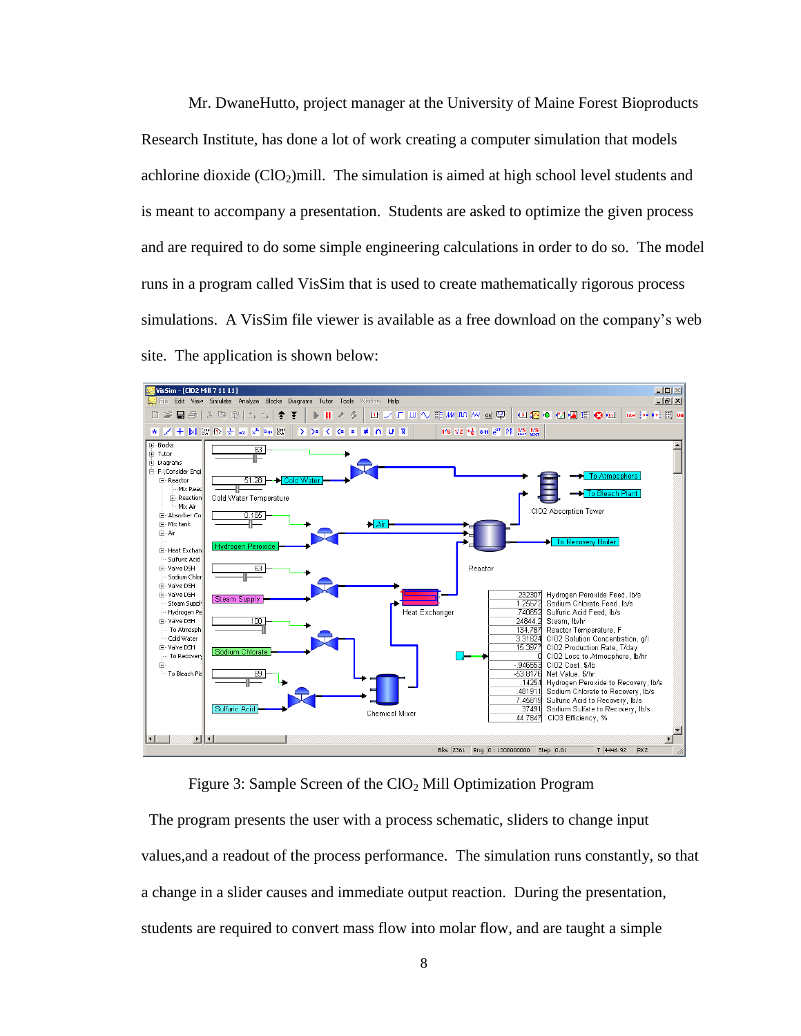Mr. DwaneHutto, project manager at the University of Maine Forest Bioproducts Research Institute, has done a lot of work creating a computer simulation that models achlorine dioxide ($ClO_2$)mill. The simulation is aimed at high school level students and is meant to accompany a presentation. Students are asked to optimize the given process and are required to do some simple engineering calculations in order to do so. The model runs in a program called VisSim that is used to create mathematically rigorous process simulations. A VisSim file viewer is available as a free download on the company's web site. The application is shown below:

Figure 3: Sample Screen of the $ClO_2$ Mill Optimization Program

The program presents the user with a process schematic, sliders to change input values,and a readout of the process performance. The simulation runs constantly, so that a change in a slider causes and immediate output reaction. During the presentation, students are required to convert mass flow into molar flow, and are taught a simple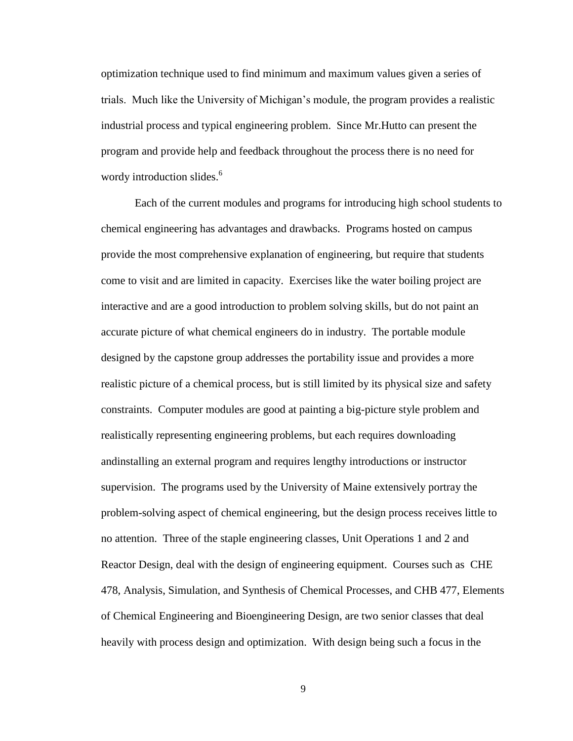optimization technique used to find minimum and maximum values given a series of trials. Much like the University of Michigan's module, the program provides a realistic industrial process and typical engineering problem. Since Mr.Hutto can present the program and provide help and feedback throughout the process there is no need for wordy introduction slides.[6]

Each of the current modules and programs for introducing high school students to chemical engineering has advantages and drawbacks. Programs hosted on campus provide the most comprehensive explanation of engineering, but require that students come to visit and are limited in capacity. Exercises like the water boiling project are interactive and are a good introduction to problem solving skills, but do not paint an accurate picture of what chemical engineers do in industry. The portable module designed by the capstone group addresses the portability issue and provides a more realistic picture of a chemical process, but is still limited by its physical size and safety constraints. Computer modules are good at painting a big-picture style problem and realistically representing engineering problems, but each requires downloading andinstalling an external program and requires lengthy introductions or instructor supervision. The programs used by the University of Maine extensively portray the problem-solving aspect of chemical engineering, but the design process receives little to no attention. Three of the staple engineering classes, Unit Operations 1 and 2 and Reactor Design, deal with the design of engineering equipment. Courses such as CHE 478, Analysis, Simulation, and Synthesis of Chemical Processes, and CHB 477, Elements of Chemical Engineering and Bioengineering Design, are two senior classes that deal heavily with process design and optimization. With design being such a focus in the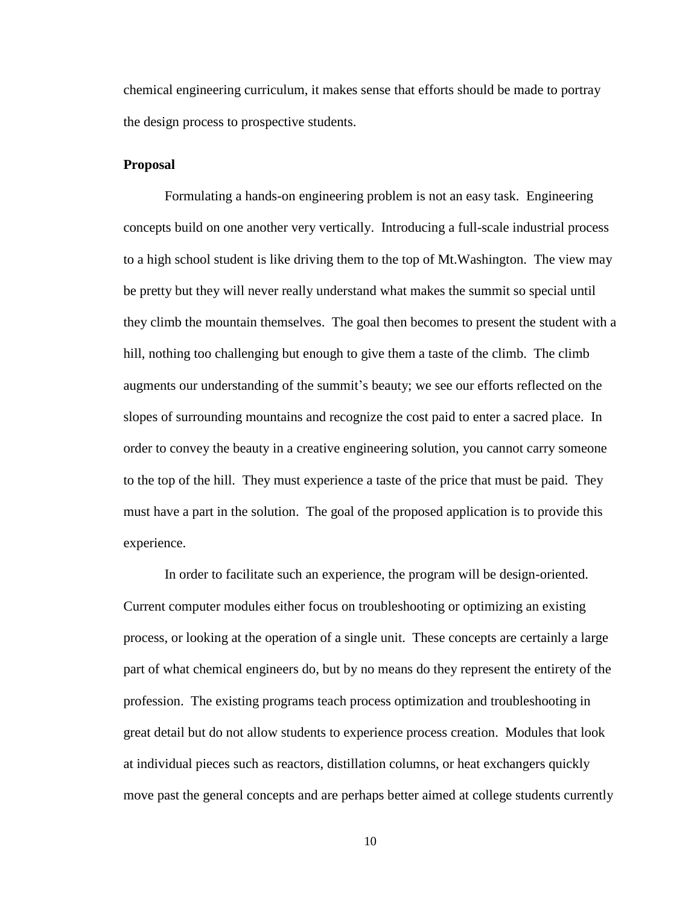chemical engineering curriculum, it makes sense that efforts should be made to portray the design process to prospective students.

**Proposal**

Formulating a hands-on engineering problem is not an easy task. Engineering concepts build on one another very vertically. Introducing a full-scale industrial process to a high school student is like driving them to the top of Mt.Washington. The view may be pretty but they will never really understand what makes the summit so special until they climb the mountain themselves. The goal then becomes to present the student with a hill, nothing too challenging but enough to give them a taste of the climb. The climb augments our understanding of the summit's beauty; we see our efforts reflected on the slopes of surrounding mountains and recognize the cost paid to enter a sacred place. In order to convey the beauty in a creative engineering solution, you cannot carry someone to the top of the hill. They must experience a taste of the price that must be paid. They must have a part in the solution. The goal of the proposed application is to provide this experience.

In order to facilitate such an experience, the program will be design-oriented. Current computer modules either focus on troubleshooting or optimizing an existing process, or looking at the operation of a single unit. These concepts are certainly a large part of what chemical engineers do, but by no means do they represent the entirety of the profession. The existing programs teach process optimization and troubleshooting in great detail but do not allow students to experience process creation. Modules that look at individual pieces such as reactors, distillation columns, or heat exchangers quickly move past the general concepts and are perhaps better aimed at college students currently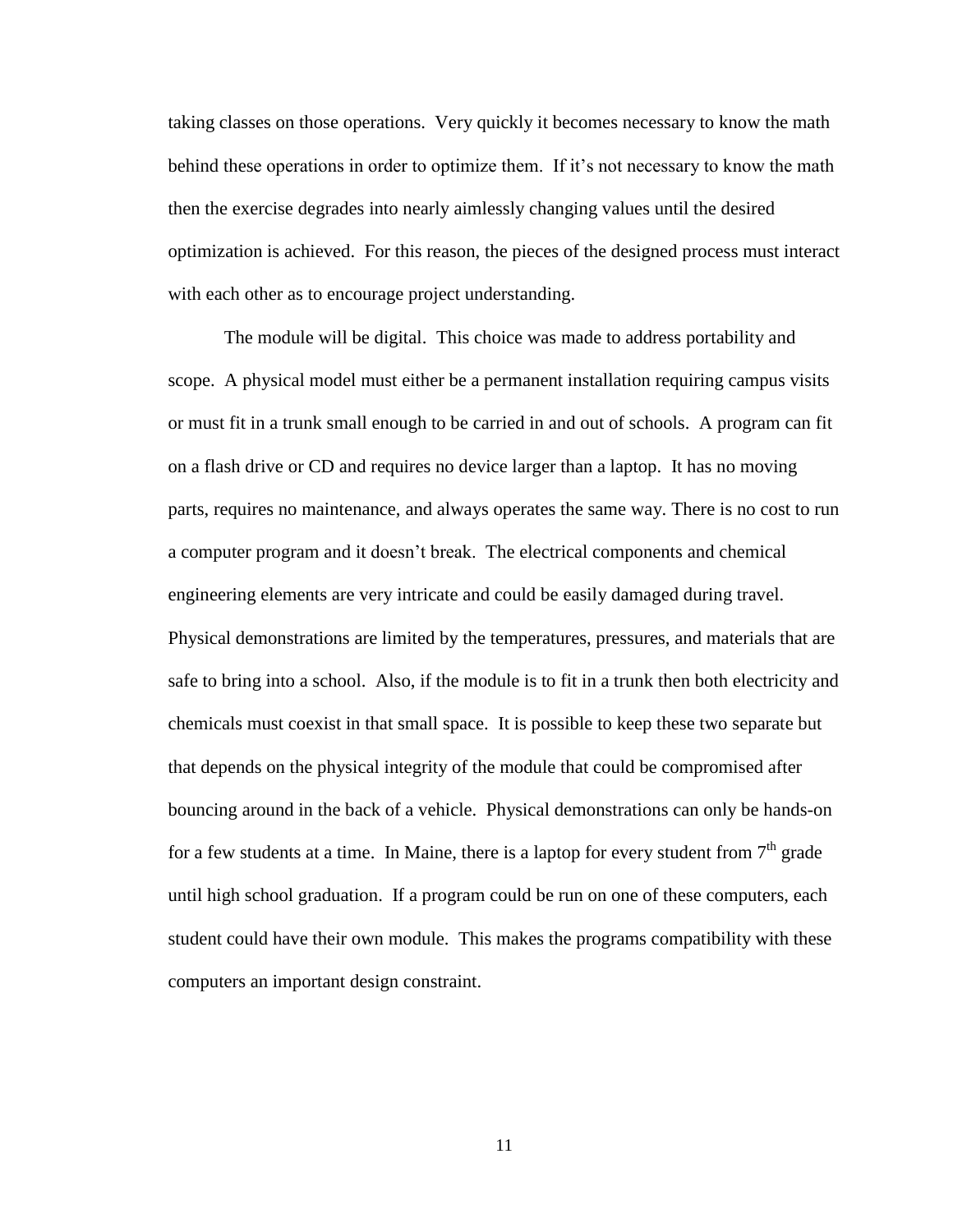taking classes on those operations. Very quickly it becomes necessary to know the math behind these operations in order to optimize them. If it's not necessary to know the math then the exercise degrades into nearly aimlessly changing values until the desired optimization is achieved. For this reason, the pieces of the designed process must interact with each other as to encourage project understanding.

The module will be digital. This choice was made to address portability and scope. A physical model must either be a permanent installation requiring campus visits or must fit in a trunk small enough to be carried in and out of schools. A program can fit on a flash drive or CD and requires no device larger than a laptop. It has no moving parts, requires no maintenance, and always operates the same way. There is no cost to run a computer program and it doesn't break. The electrical components and chemical engineering elements are very intricate and could be easily damaged during travel. Physical demonstrations are limited by the temperatures, pressures, and materials that are safe to bring into a school. Also, if the module is to fit in a trunk then both electricity and chemicals must coexist in that small space. It is possible to keep these two separate but that depends on the physical integrity of the module that could be compromised after bouncing around in the back of a vehicle. Physical demonstrations can only be hands-on for a few students at a time. In Maine, there is a laptop for every student from 7th grade until high school graduation. If a program could be run on one of these computers, each student could have their own module. This makes the programs compatibility with these computers an important design constraint.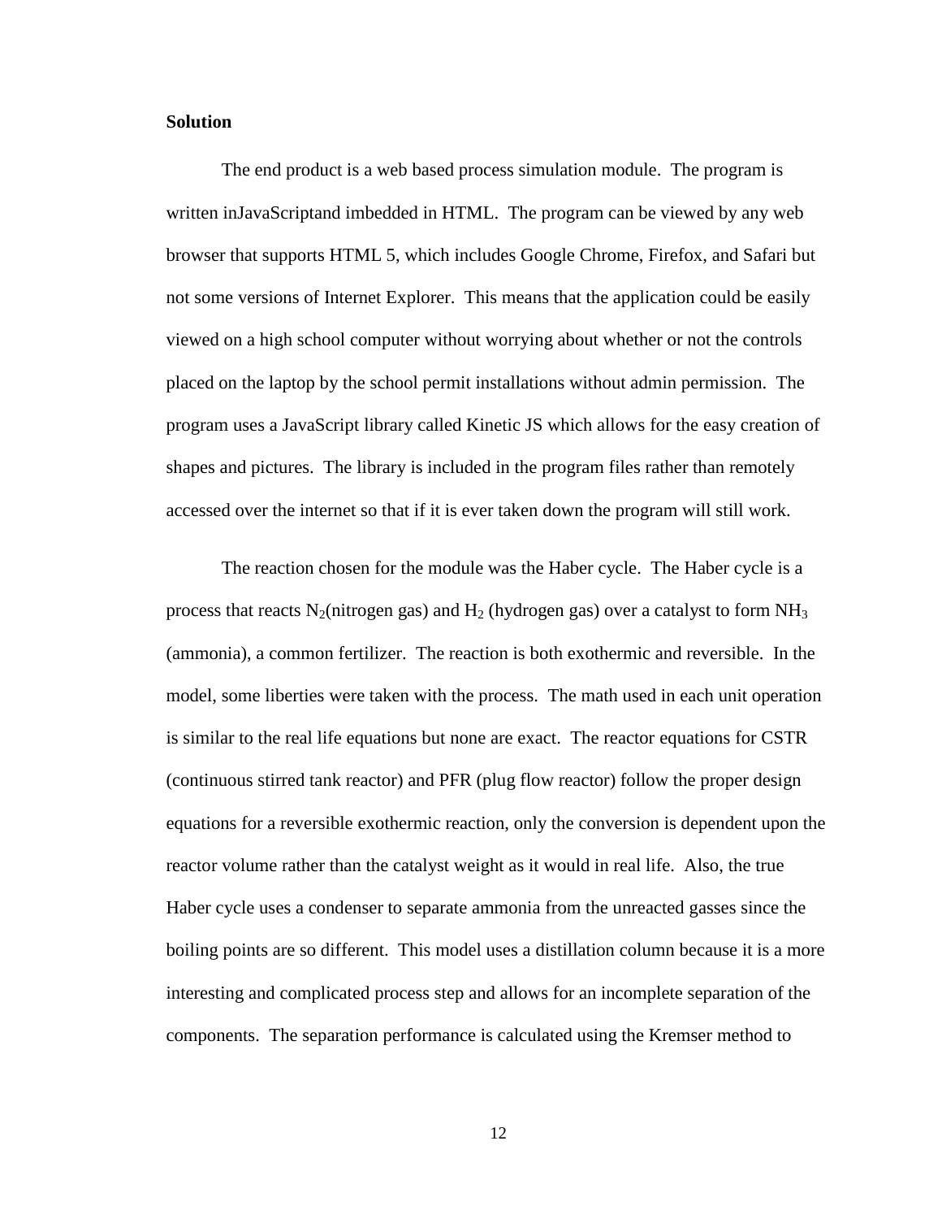**Solution**

The end product is a web based process simulation module. The program is written inJavaScriptand imbedded in HTML. The program can be viewed by any web browser that supports HTML 5, which includes Google Chrome, Firefox, and Safari but not some versions of Internet Explorer. This means that the application could be easily viewed on a high school computer without worrying about whether or not the controls placed on the laptop by the school permit installations without admin permission. The program uses a JavaScript library called Kinetic JS which allows for the easy creation of shapes and pictures. The library is included in the program files rather than remotely accessed over the internet so that if it is ever taken down the program will still work.

The reaction chosen for the module was the Haber cycle. The Haber cycle is a process that reacts $N_2$(nitrogen gas) and $H_2$ (hydrogen gas) over a catalyst to form $NH_3$ (ammonia), a common fertilizer. The reaction is both exothermic and reversible. In the model, some liberties were taken with the process. The math used in each unit operation is similar to the real life equations but none are exact. The reactor equations for CSTR (continuous stirred tank reactor) and PFR (plug flow reactor) follow the proper design equations for a reversible exothermic reaction, only the conversion is dependent upon the reactor volume rather than the catalyst weight as it would in real life. Also, the true Haber cycle uses a condenser to separate ammonia from the unreacted gasses since the boiling points are so different. This model uses a distillation column because it is a more interesting and complicated process step and allows for an incomplete separation of the components. The separation performance is calculated using the Kremser method to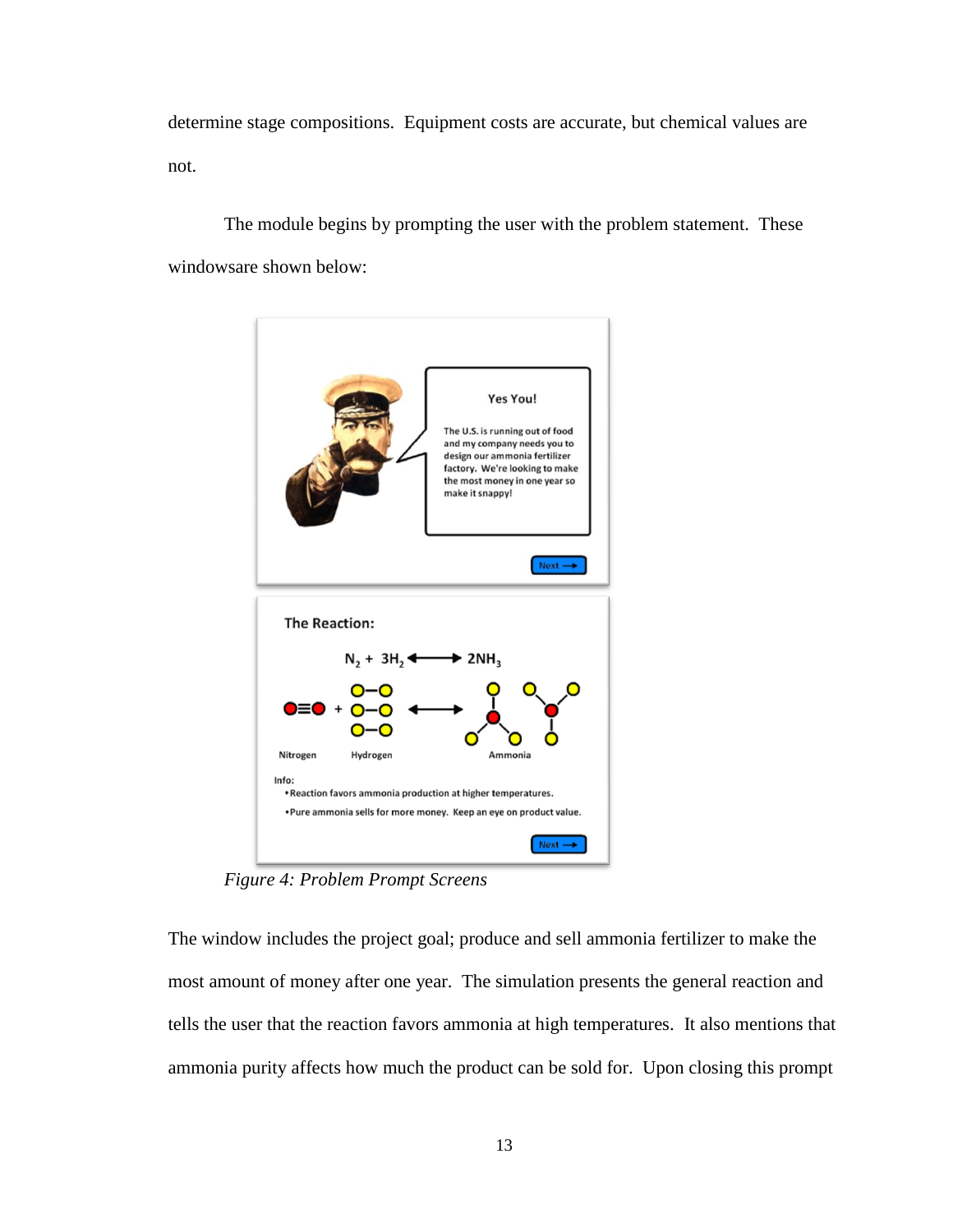determine stage compositions. Equipment costs are accurate, but chemical values are not.

The module begins by prompting the user with the problem statement. These windowsare shown below:

*Figure 4: Problem Prompt Screens*

The window includes the project goal; produce and sell ammonia fertilizer to make the most amount of money after one year. The simulation presents the general reaction and tells the user that the reaction favors ammonia at high temperatures. It also mentions that ammonia purity affects how much the product can be sold for. Upon closing this prompt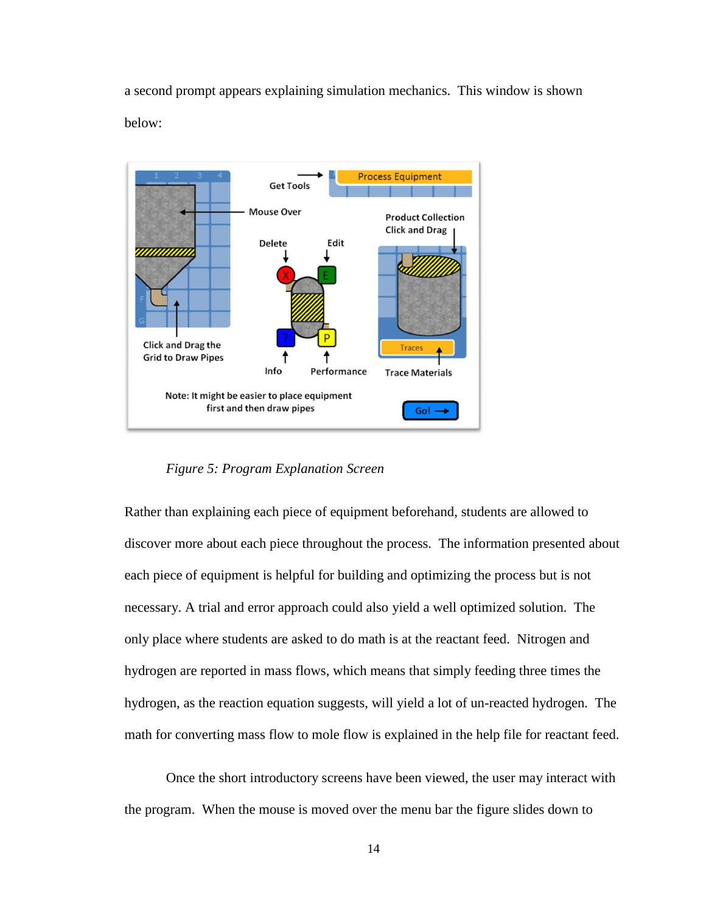a second prompt appears explaining simulation mechanics. This window is shown below:

*Figure 5: Program Explanation Screen*

Rather than explaining each piece of equipment beforehand, students are allowed to discover more about each piece throughout the process. The information presented about each piece of equipment is helpful for building and optimizing the process but is not necessary. A trial and error approach could also yield a well optimized solution. The only place where students are asked to do math is at the reactant feed. Nitrogen and hydrogen are reported in mass flows, which means that simply feeding three times the hydrogen, as the reaction equation suggests, will yield a lot of un-reacted hydrogen. The math for converting mass flow to mole flow is explained in the help file for reactant feed.

Once the short introductory screens have been viewed, the user may interact with the program. When the mouse is moved over the menu bar the figure slides down to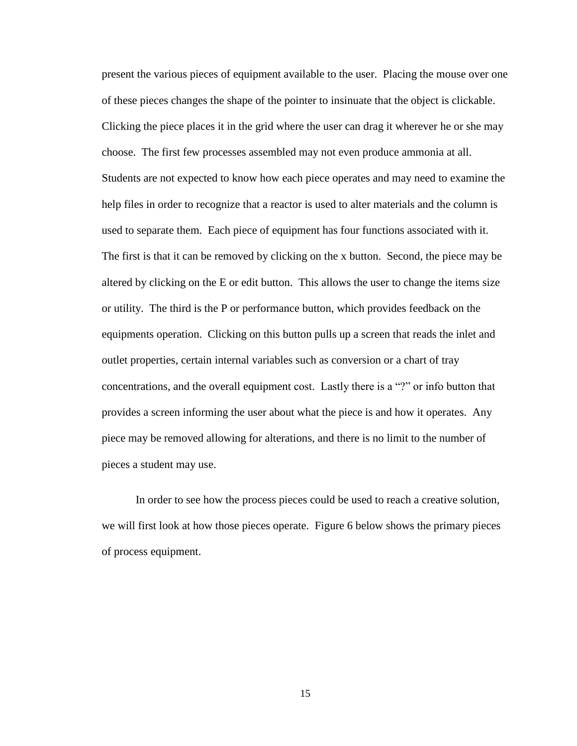present the various pieces of equipment available to the user. Placing the mouse over one of these pieces changes the shape of the pointer to insinuate that the object is clickable. Clicking the piece places it in the grid where the user can drag it wherever he or she may choose. The first few processes assembled may not even produce ammonia at all. Students are not expected to know how each piece operates and may need to examine the help files in order to recognize that a reactor is used to alter materials and the column is used to separate them. Each piece of equipment has four functions associated with it. The first is that it can be removed by clicking on the x button. Second, the piece may be altered by clicking on the E or edit button. This allows the user to change the items size or utility. The third is the P or performance button, which provides feedback on the equipments operation. Clicking on this button pulls up a screen that reads the inlet and outlet properties, certain internal variables such as conversion or a chart of tray concentrations, and the overall equipment cost. Lastly there is a "?" or info button that provides a screen informing the user about what the piece is and how it operates. Any piece may be removed allowing for alterations, and there is no limit to the number of pieces a student may use.

In order to see how the process pieces could be used to reach a creative solution, we will first look at how those pieces operate. Figure 6 below shows the primary pieces of process equipment.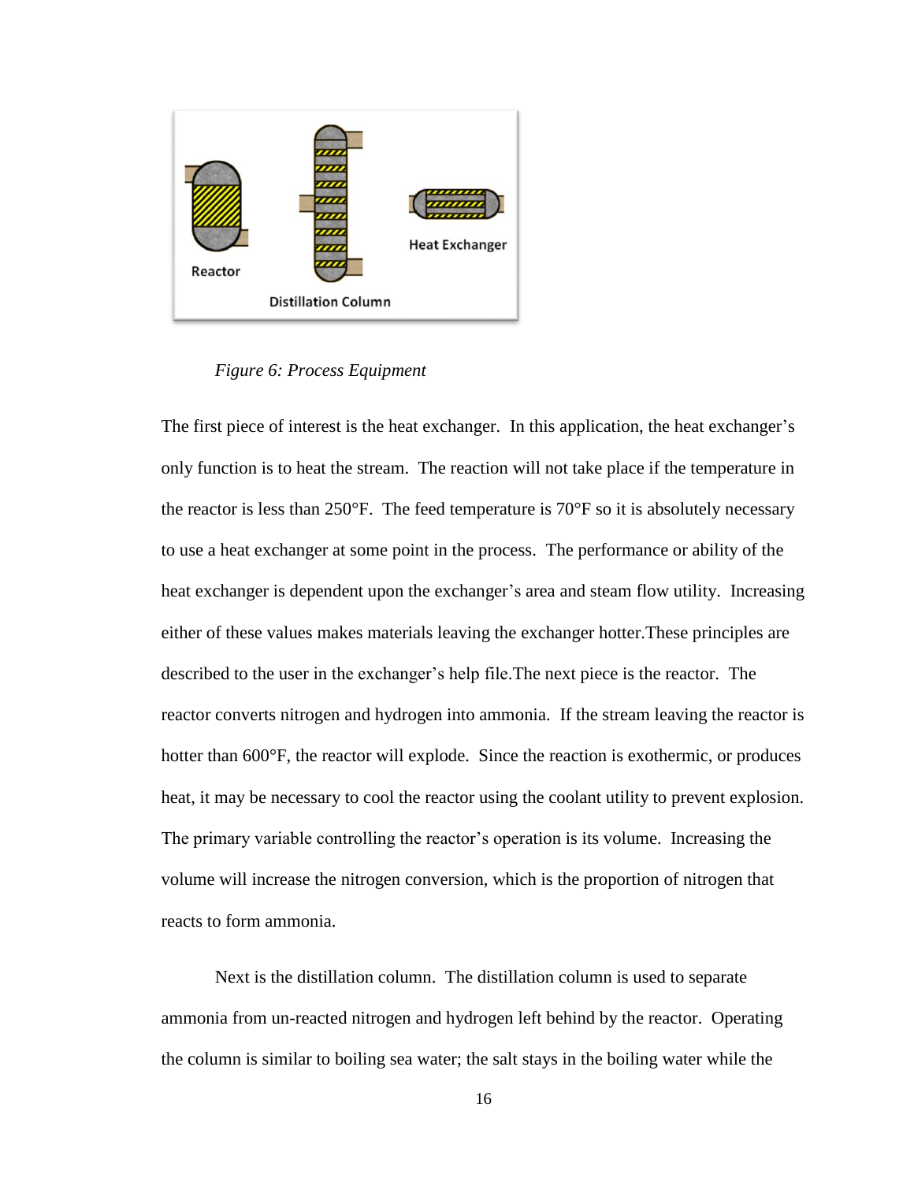*Figure 6: Process Equipment*

The first piece of interest is the heat exchanger. In this application, the heat exchanger's only function is to heat the stream. The reaction will not take place if the temperature in the reactor is less than 250°F. The feed temperature is 70°F so it is absolutely necessary to use a heat exchanger at some point in the process. The performance or ability of the heat exchanger is dependent upon the exchanger's area and steam flow utility. Increasing either of these values makes materials leaving the exchanger hotter.These principles are described to the user in the exchanger's help file.The next piece is the reactor. The reactor converts nitrogen and hydrogen into ammonia. If the stream leaving the reactor is hotter than 600°F, the reactor will explode. Since the reaction is exothermic, or produces heat, it may be necessary to cool the reactor using the coolant utility to prevent explosion. The primary variable controlling the reactor's operation is its volume. Increasing the volume will increase the nitrogen conversion, which is the proportion of nitrogen that reacts to form ammonia.

Next is the distillation column. The distillation column is used to separate ammonia from un-reacted nitrogen and hydrogen left behind by the reactor. Operating the column is similar to boiling sea water; the salt stays in the boiling water while the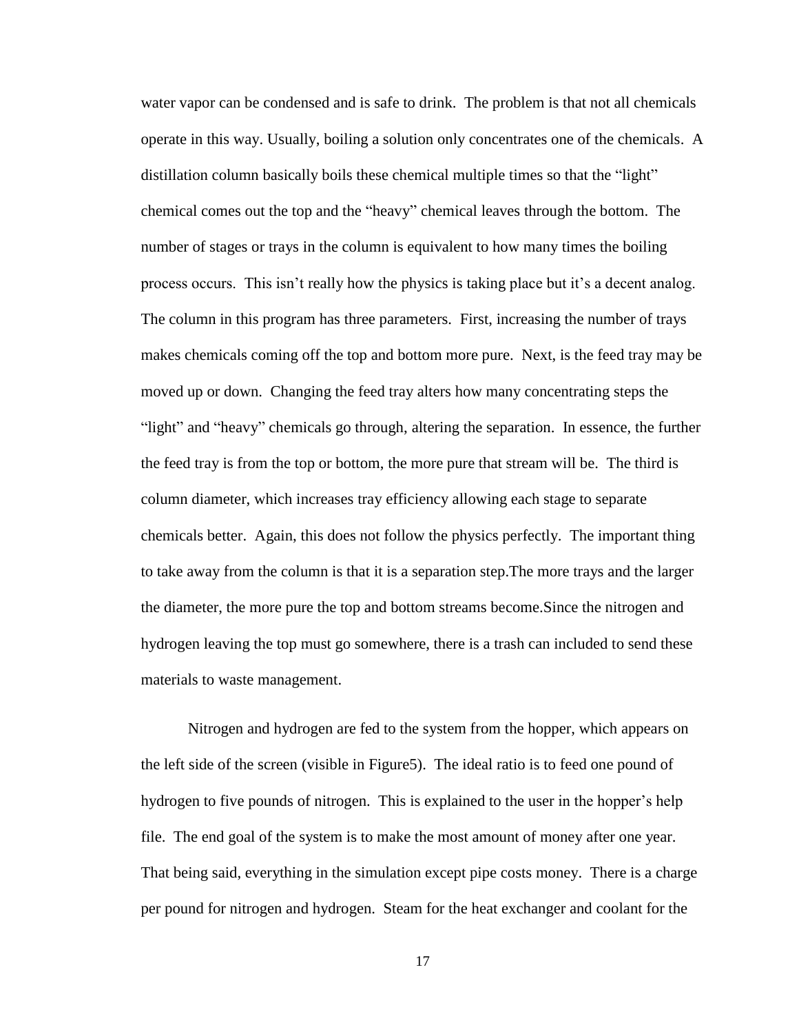water vapor can be condensed and is safe to drink. The problem is that not all chemicals operate in this way. Usually, boiling a solution only concentrates one of the chemicals. A distillation column basically boils these chemical multiple times so that the "light" chemical comes out the top and the "heavy" chemical leaves through the bottom. The number of stages or trays in the column is equivalent to how many times the boiling process occurs. This isn't really how the physics is taking place but it's a decent analog. The column in this program has three parameters. First, increasing the number of trays makes chemicals coming off the top and bottom more pure. Next, is the feed tray may be moved up or down. Changing the feed tray alters how many concentrating steps the "light" and "heavy" chemicals go through, altering the separation. In essence, the further the feed tray is from the top or bottom, the more pure that stream will be. The third is column diameter, which increases tray efficiency allowing each stage to separate chemicals better. Again, this does not follow the physics perfectly. The important thing to take away from the column is that it is a separation step.The more trays and the larger the diameter, the more pure the top and bottom streams become.Since the nitrogen and hydrogen leaving the top must go somewhere, there is a trash can included to send these materials to waste management.

Nitrogen and hydrogen are fed to the system from the hopper, which appears on the left side of the screen (visible in Figure5). The ideal ratio is to feed one pound of hydrogen to five pounds of nitrogen. This is explained to the user in the hopper's help file. The end goal of the system is to make the most amount of money after one year. That being said, everything in the simulation except pipe costs money. There is a charge per pound for nitrogen and hydrogen. Steam for the heat exchanger and coolant for the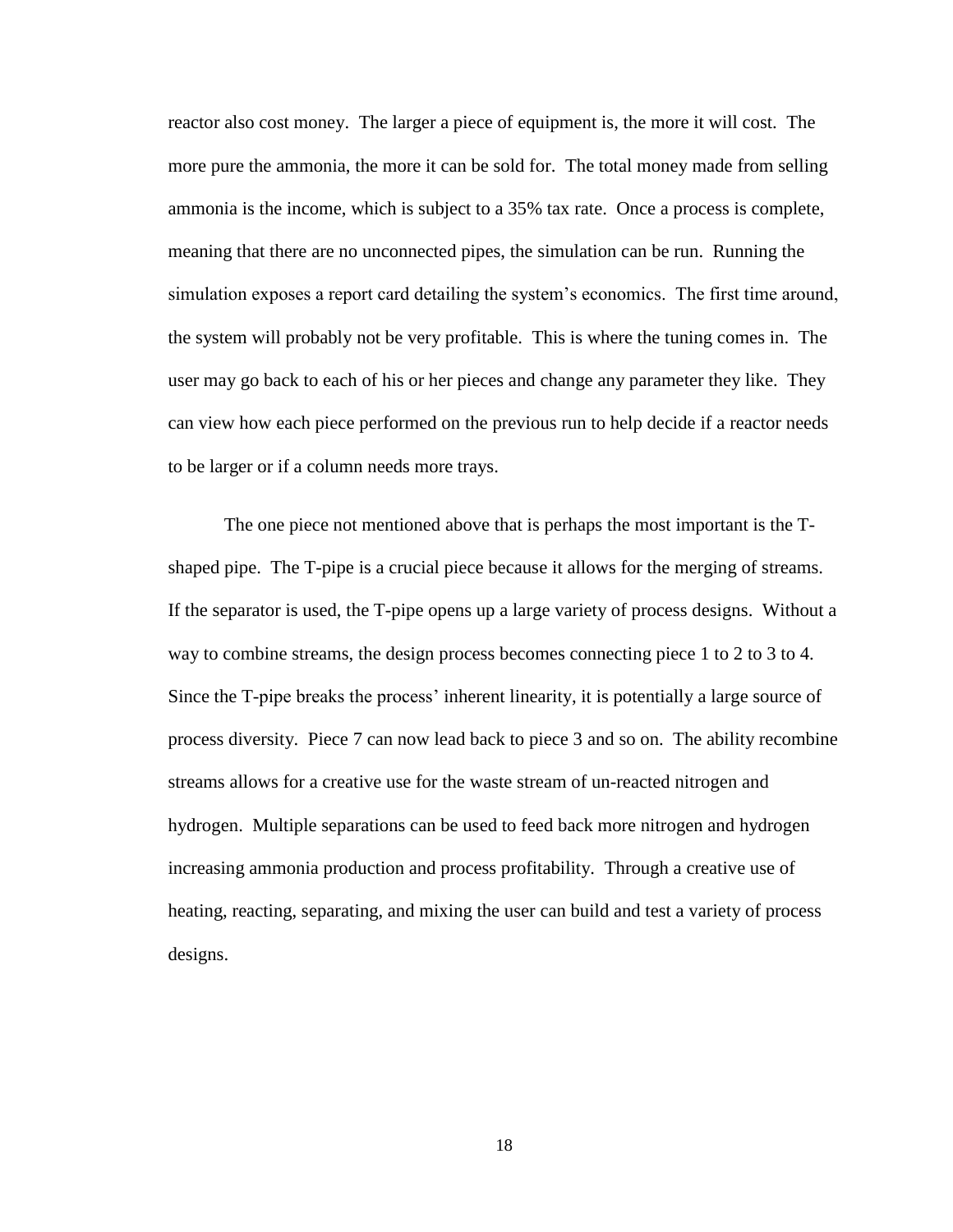reactor also cost money. The larger a piece of equipment is, the more it will cost. The more pure the ammonia, the more it can be sold for. The total money made from selling ammonia is the income, which is subject to a 35% tax rate. Once a process is complete, meaning that there are no unconnected pipes, the simulation can be run. Running the simulation exposes a report card detailing the system's economics. The first time around, the system will probably not be very profitable. This is where the tuning comes in. The user may go back to each of his or her pieces and change any parameter they like. They can view how each piece performed on the previous run to help decide if a reactor needs to be larger or if a column needs more trays.

The one piece not mentioned above that is perhaps the most important is the T-shaped pipe. The T-pipe is a crucial piece because it allows for the merging of streams. If the separator is used, the T-pipe opens up a large variety of process designs. Without a way to combine streams, the design process becomes connecting piece 1 to 2 to 3 to 4. Since the T-pipe breaks the process' inherent linearity, it is potentially a large source of process diversity. Piece 7 can now lead back to piece 3 and so on. The ability recombine streams allows for a creative use for the waste stream of un-reacted nitrogen and hydrogen. Multiple separations can be used to feed back more nitrogen and hydrogen increasing ammonia production and process profitability. Through a creative use of heating, reacting, separating, and mixing the user can build and test a variety of process designs.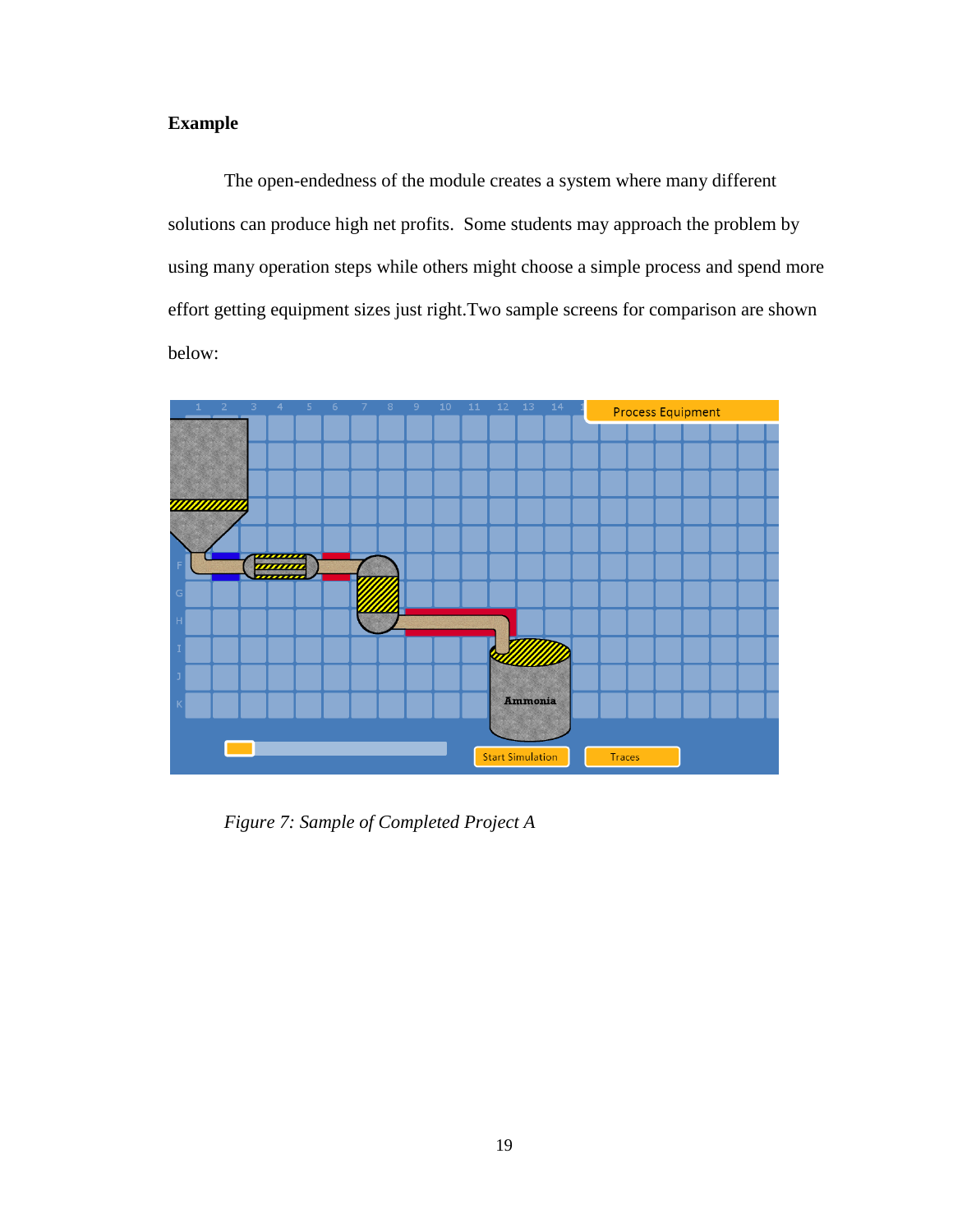**Example**

The open-endedness of the module creates a system where many different solutions can produce high net profits. Some students may approach the problem by using many operation steps while others might choose a simple process and spend more effort getting equipment sizes just right.Two sample screens for comparison are shown below:

*Figure 7: Sample of Completed Project A*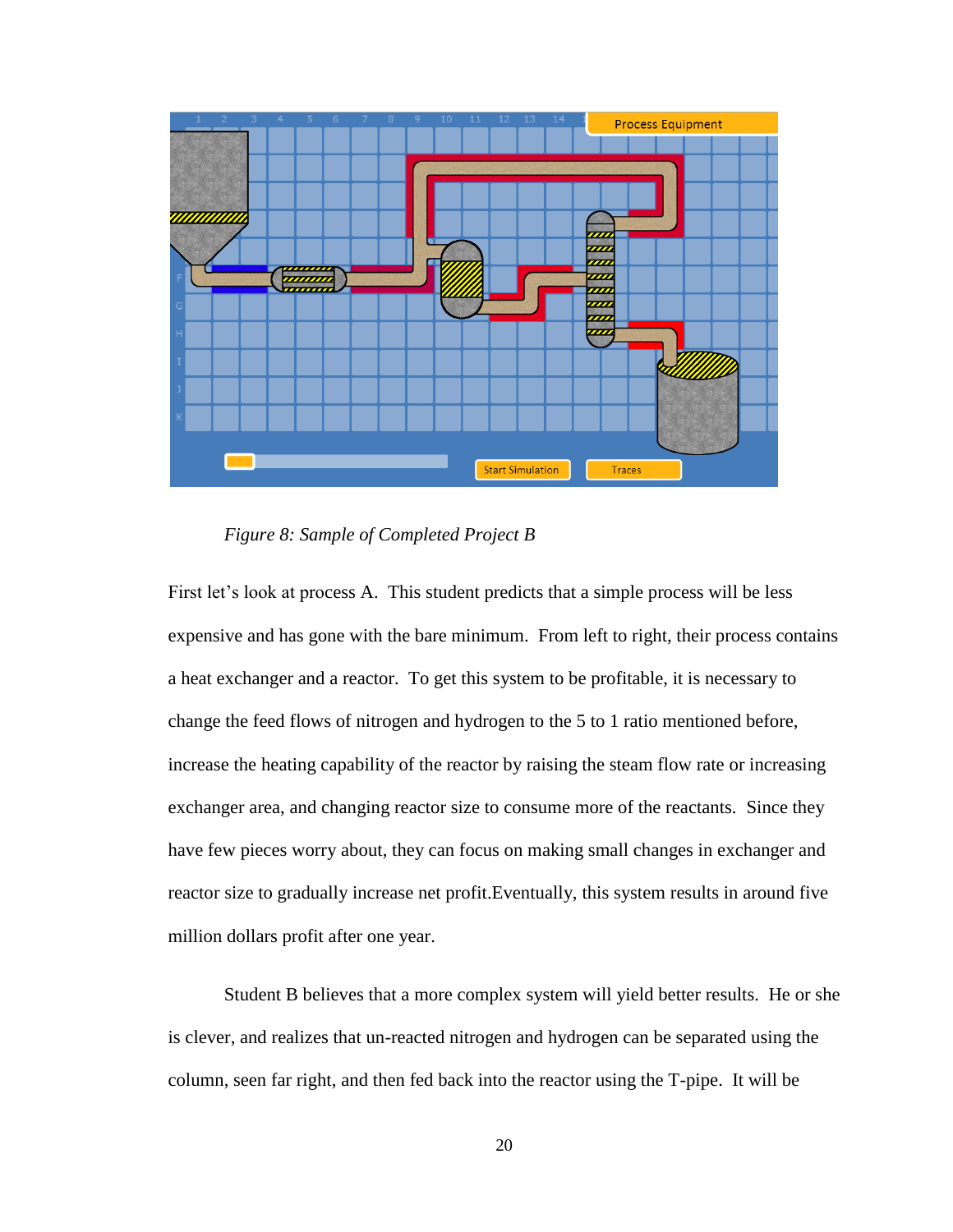*Figure 8: Sample of Completed Project B*

First let's look at process A. This student predicts that a simple process will be less expensive and has gone with the bare minimum. From left to right, their process contains a heat exchanger and a reactor. To get this system to be profitable, it is necessary to change the feed flows of nitrogen and hydrogen to the 5 to 1 ratio mentioned before, increase the heating capability of the reactor by raising the steam flow rate or increasing exchanger area, and changing reactor size to consume more of the reactants. Since they have few pieces worry about, they can focus on making small changes in exchanger and reactor size to gradually increase net profit.Eventually, this system results in around five million dollars profit after one year.

Student B believes that a more complex system will yield better results. He or she is clever, and realizes that un-reacted nitrogen and hydrogen can be separated using the column, seen far right, and then fed back into the reactor using the T-pipe. It will be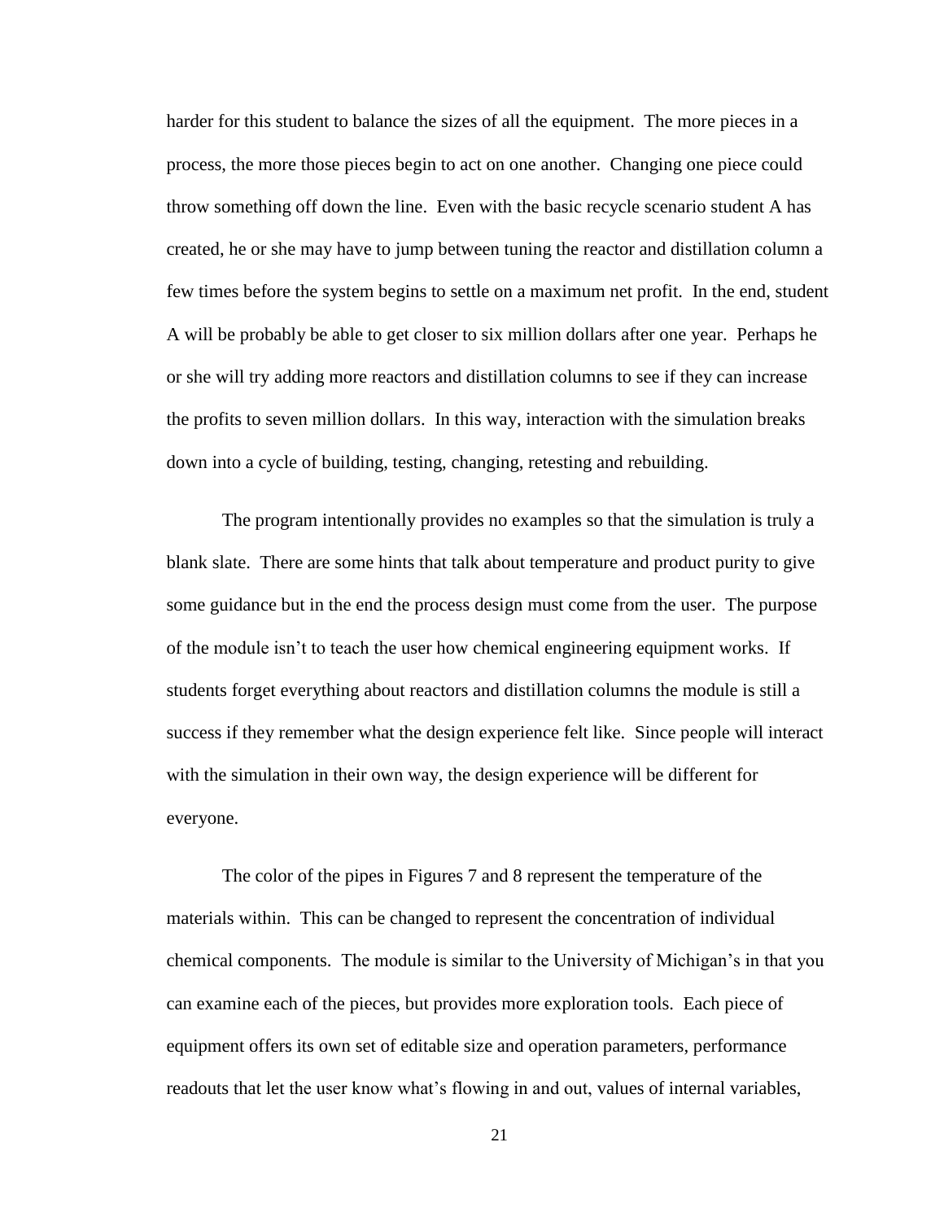harder for this student to balance the sizes of all the equipment. The more pieces in a process, the more those pieces begin to act on one another. Changing one piece could throw something off down the line. Even with the basic recycle scenario student A has created, he or she may have to jump between tuning the reactor and distillation column a few times before the system begins to settle on a maximum net profit. In the end, student A will be probably be able to get closer to six million dollars after one year. Perhaps he or she will try adding more reactors and distillation columns to see if they can increase the profits to seven million dollars. In this way, interaction with the simulation breaks down into a cycle of building, testing, changing, retesting and rebuilding.

The program intentionally provides no examples so that the simulation is truly a blank slate. There are some hints that talk about temperature and product purity to give some guidance but in the end the process design must come from the user. The purpose of the module isn't to teach the user how chemical engineering equipment works. If students forget everything about reactors and distillation columns the module is still a success if they remember what the design experience felt like. Since people will interact with the simulation in their own way, the design experience will be different for everyone.

The color of the pipes in Figures 7 and 8 represent the temperature of the materials within. This can be changed to represent the concentration of individual chemical components. The module is similar to the University of Michigan's in that you can examine each of the pieces, but provides more exploration tools. Each piece of equipment offers its own set of editable size and operation parameters, performance readouts that let the user know what's flowing in and out, values of internal variables,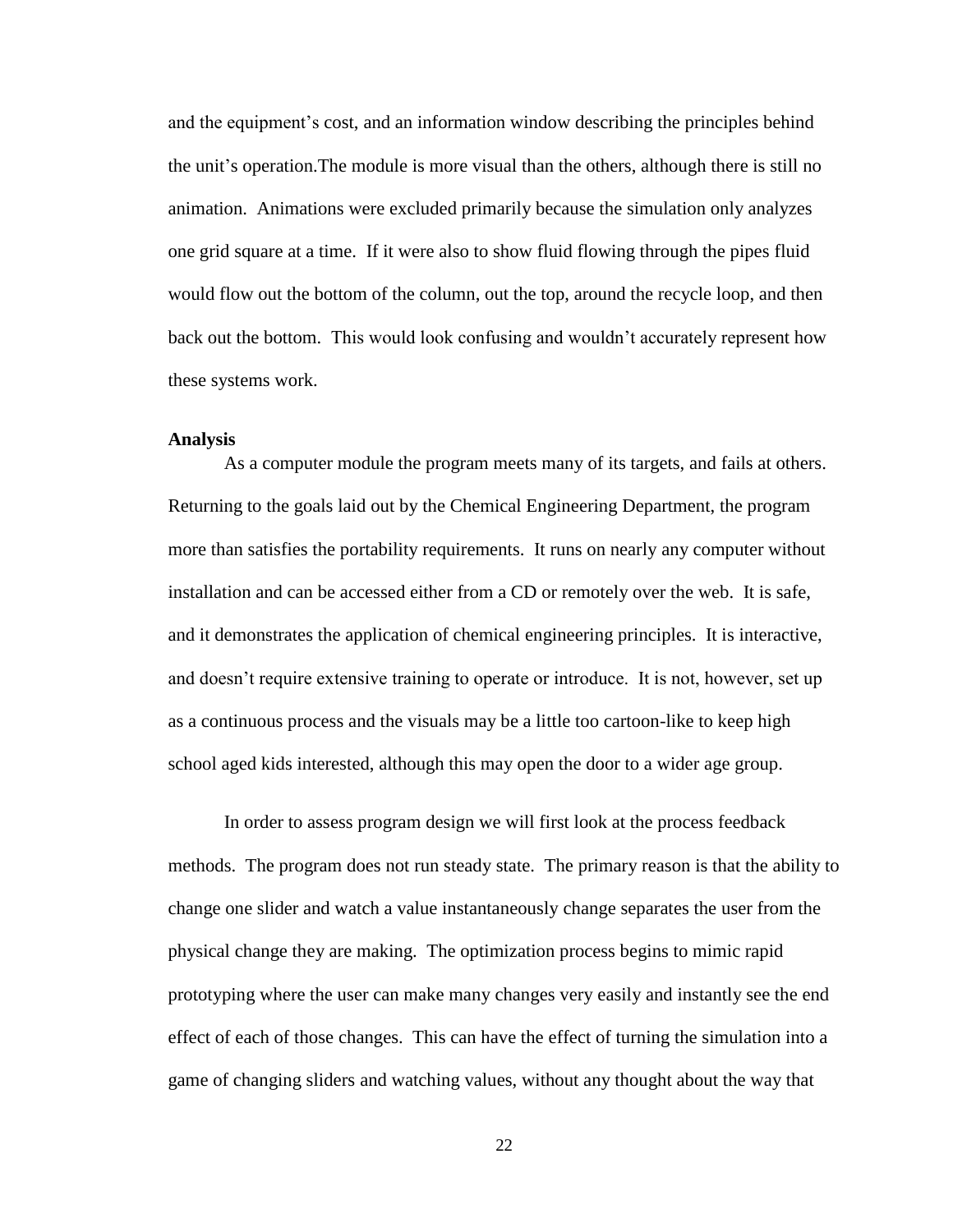and the equipment's cost, and an information window describing the principles behind the unit's operation.The module is more visual than the others, although there is still no animation. Animations were excluded primarily because the simulation only analyzes one grid square at a time. If it were also to show fluid flowing through the pipes fluid would flow out the bottom of the column, out the top, around the recycle loop, and then back out the bottom. This would look confusing and wouldn't accurately represent how these systems work.

**Analysis**

As a computer module the program meets many of its targets, and fails at others. Returning to the goals laid out by the Chemical Engineering Department, the program more than satisfies the portability requirements. It runs on nearly any computer without installation and can be accessed either from a CD or remotely over the web. It is safe, and it demonstrates the application of chemical engineering principles. It is interactive, and doesn't require extensive training to operate or introduce. It is not, however, set up as a continuous process and the visuals may be a little too cartoon-like to keep high school aged kids interested, although this may open the door to a wider age group.

In order to assess program design we will first look at the process feedback methods. The program does not run steady state. The primary reason is that the ability to change one slider and watch a value instantaneously change separates the user from the physical change they are making. The optimization process begins to mimic rapid prototyping where the user can make many changes very easily and instantly see the end effect of each of those changes. This can have the effect of turning the simulation into a game of changing sliders and watching values, without any thought about the way that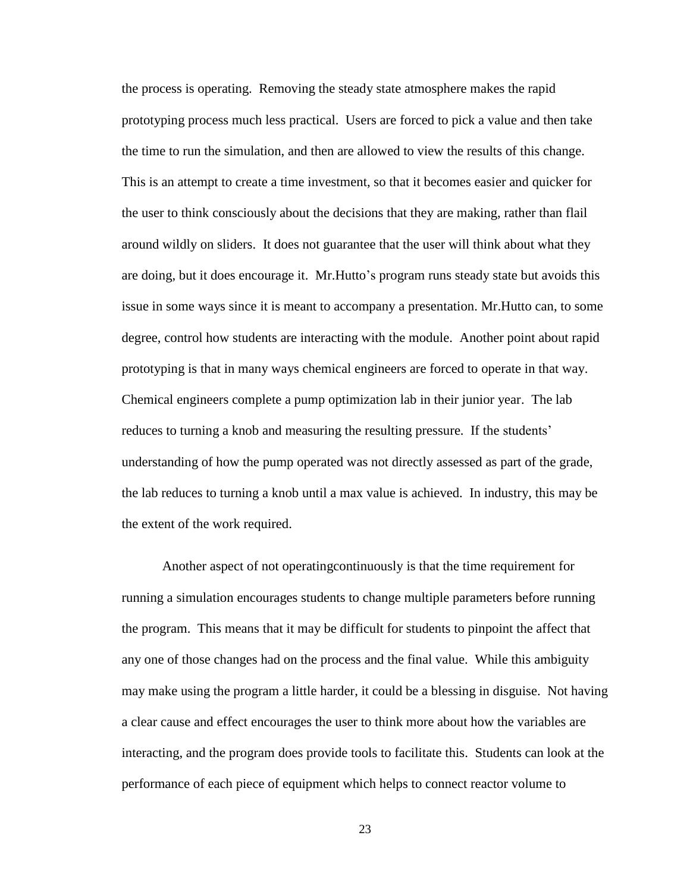the process is operating. Removing the steady state atmosphere makes the rapid prototyping process much less practical. Users are forced to pick a value and then take the time to run the simulation, and then are allowed to view the results of this change. This is an attempt to create a time investment, so that it becomes easier and quicker for the user to think consciously about the decisions that they are making, rather than flail around wildly on sliders. It does not guarantee that the user will think about what they are doing, but it does encourage it. Mr.Hutto's program runs steady state but avoids this issue in some ways since it is meant to accompany a presentation. Mr.Hutto can, to some degree, control how students are interacting with the module. Another point about rapid prototyping is that in many ways chemical engineers are forced to operate in that way. Chemical engineers complete a pump optimization lab in their junior year. The lab reduces to turning a knob and measuring the resulting pressure. If the students' understanding of how the pump operated was not directly assessed as part of the grade, the lab reduces to turning a knob until a max value is achieved. In industry, this may be the extent of the work required.

Another aspect of not operatingcontinuously is that the time requirement for running a simulation encourages students to change multiple parameters before running the program. This means that it may be difficult for students to pinpoint the affect that any one of those changes had on the process and the final value. While this ambiguity may make using the program a little harder, it could be a blessing in disguise. Not having a clear cause and effect encourages the user to think more about how the variables are interacting, and the program does provide tools to facilitate this. Students can look at the performance of each piece of equipment which helps to connect reactor volume to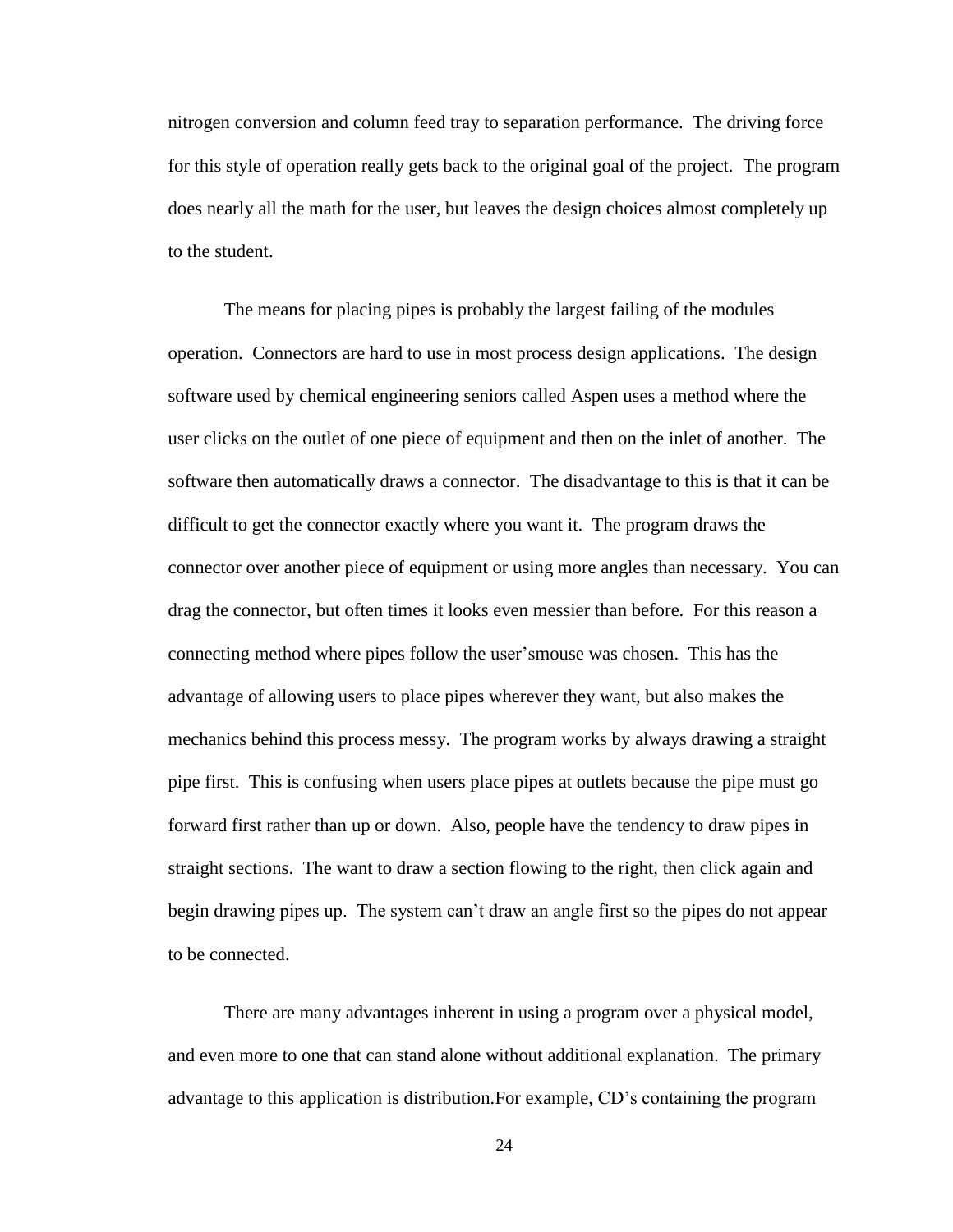nitrogen conversion and column feed tray to separation performance. The driving force for this style of operation really gets back to the original goal of the project. The program does nearly all the math for the user, but leaves the design choices almost completely up to the student.

The means for placing pipes is probably the largest failing of the modules operation. Connectors are hard to use in most process design applications. The design software used by chemical engineering seniors called Aspen uses a method where the user clicks on the outlet of one piece of equipment and then on the inlet of another. The software then automatically draws a connector. The disadvantage to this is that it can be difficult to get the connector exactly where you want it. The program draws the connector over another piece of equipment or using more angles than necessary. You can drag the connector, but often times it looks even messier than before. For this reason a connecting method where pipes follow the user'smouse was chosen. This has the advantage of allowing users to place pipes wherever they want, but also makes the mechanics behind this process messy. The program works by always drawing a straight pipe first. This is confusing when users place pipes at outlets because the pipe must go forward first rather than up or down. Also, people have the tendency to draw pipes in straight sections. The want to draw a section flowing to the right, then click again and begin drawing pipes up. The system can't draw an angle first so the pipes do not appear to be connected.

There are many advantages inherent in using a program over a physical model, and even more to one that can stand alone without additional explanation. The primary advantage to this application is distribution.For example, CD's containing the program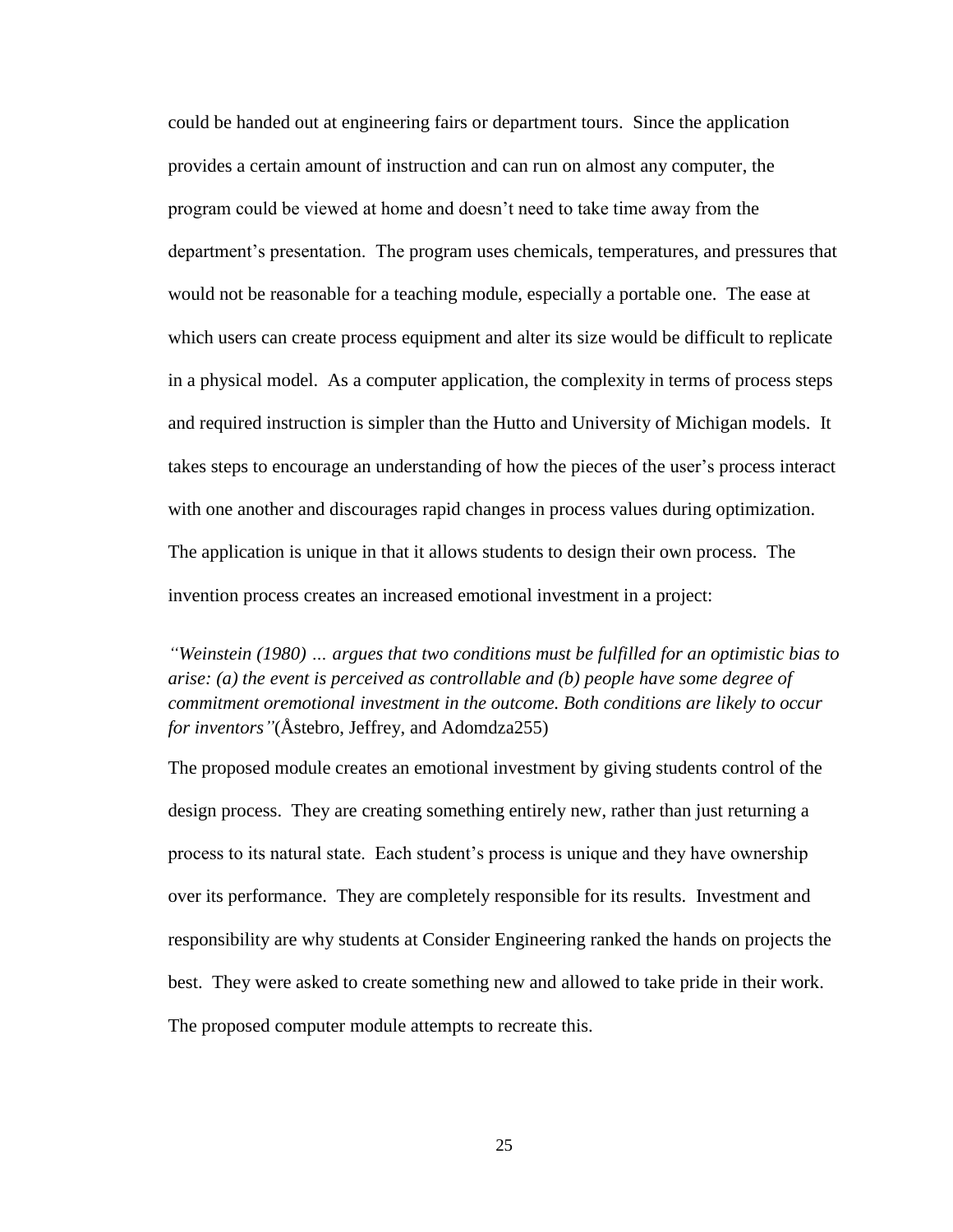could be handed out at engineering fairs or department tours. Since the application provides a certain amount of instruction and can run on almost any computer, the program could be viewed at home and doesn't need to take time away from the department's presentation. The program uses chemicals, temperatures, and pressures that would not be reasonable for a teaching module, especially a portable one. The ease at which users can create process equipment and alter its size would be difficult to replicate in a physical model. As a computer application, the complexity in terms of process steps and required instruction is simpler than the Hutto and University of Michigan models. It takes steps to encourage an understanding of how the pieces of the user's process interact with one another and discourages rapid changes in process values during optimization. The application is unique in that it allows students to design their own process. The invention process creates an increased emotional investment in a project:

*"Weinstein (1980) … argues that two conditions must be fulfilled for an optimistic bias to arise: (a) the event is perceived as controllable and (b) people have some degree of commitment oremotional investment in the outcome. Both conditions are likely to occur for inventors"*(Åstebro, Jeffrey, and Adomdza255)

The proposed module creates an emotional investment by giving students control of the design process. They are creating something entirely new, rather than just returning a process to its natural state. Each student's process is unique and they have ownership over its performance. They are completely responsible for its results. Investment and responsibility are why students at Consider Engineering ranked the hands on projects the best. They were asked to create something new and allowed to take pride in their work. The proposed computer module attempts to recreate this.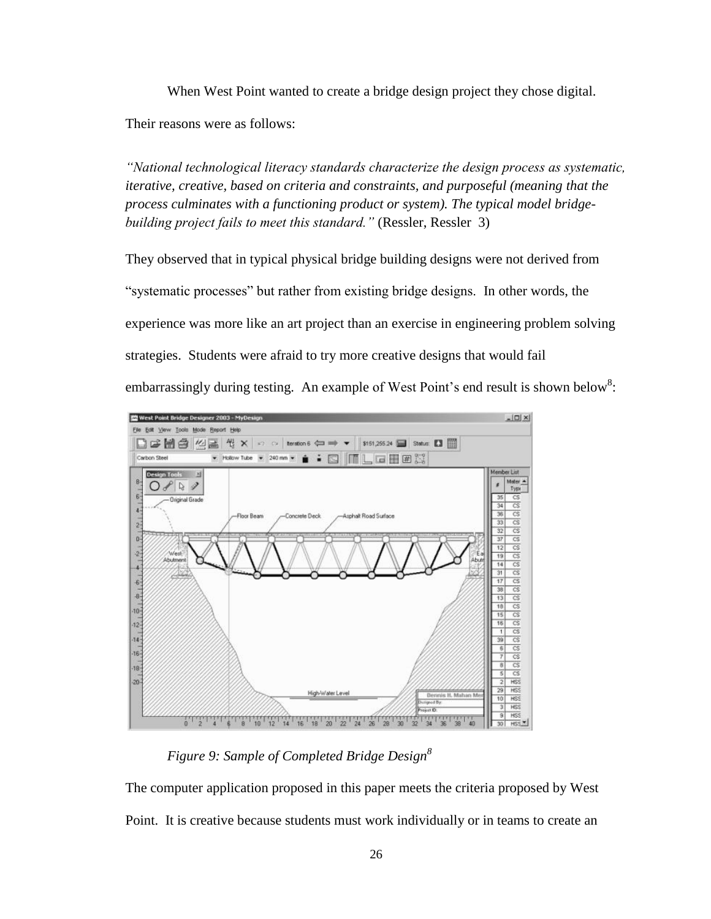When West Point wanted to create a bridge design project they chose digital. Their reasons were as follows:

*"National technological literacy standards characterize the design process as systematic, iterative, creative, based on criteria and constraints, and purposeful (meaning that the process culminates with a functioning product or system). The typical model bridge-building project fails to meet this standard."* (Ressler, Ressler 3)

They observed that in typical physical bridge building designs were not derived from "systematic processes" but rather from existing bridge designs. In other words, the experience was more like an art project than an exercise in engineering problem solving strategies. Students were afraid to try more creative designs that would fail embarrassingly during testing. An example of West Point's end result is shown below[8]:

*Figure 9: Sample of Completed Bridge Design[8]*

The computer application proposed in this paper meets the criteria proposed by West Point. It is creative because students must work individually or in teams to create an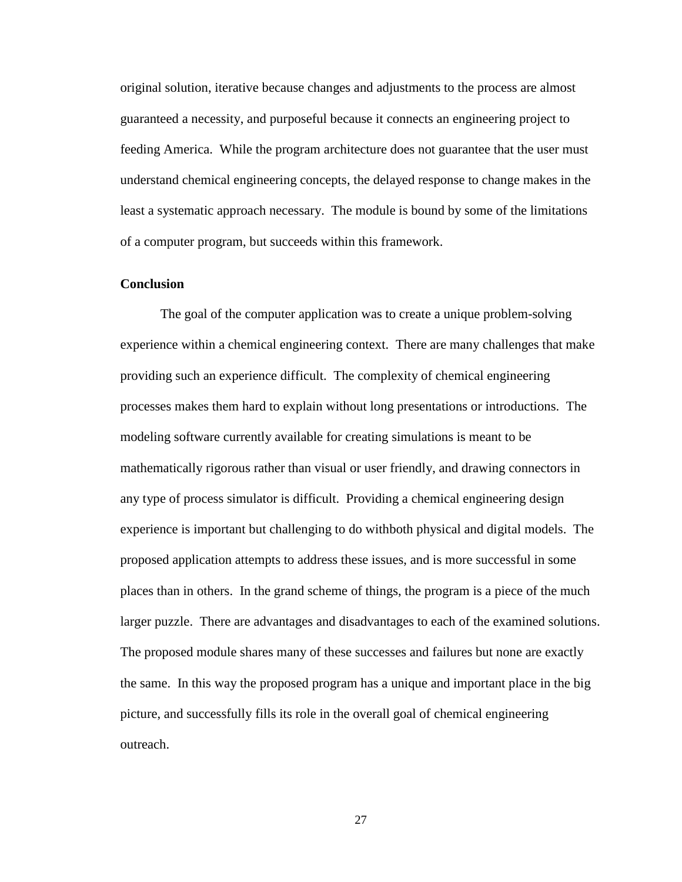original solution, iterative because changes and adjustments to the process are almost guaranteed a necessity, and purposeful because it connects an engineering project to feeding America. While the program architecture does not guarantee that the user must understand chemical engineering concepts, the delayed response to change makes in the least a systematic approach necessary. The module is bound by some of the limitations of a computer program, but succeeds within this framework.

**Conclusion**

The goal of the computer application was to create a unique problem-solving experience within a chemical engineering context. There are many challenges that make providing such an experience difficult. The complexity of chemical engineering processes makes them hard to explain without long presentations or introductions. The modeling software currently available for creating simulations is meant to be mathematically rigorous rather than visual or user friendly, and drawing connectors in any type of process simulator is difficult. Providing a chemical engineering design experience is important but challenging to do withboth physical and digital models. The proposed application attempts to address these issues, and is more successful in some places than in others. In the grand scheme of things, the program is a piece of the much larger puzzle. There are advantages and disadvantages to each of the examined solutions. The proposed module shares many of these successes and failures but none are exactly the same. In this way the proposed program has a unique and important place in the big picture, and successfully fills its role in the overall goal of chemical engineering outreach.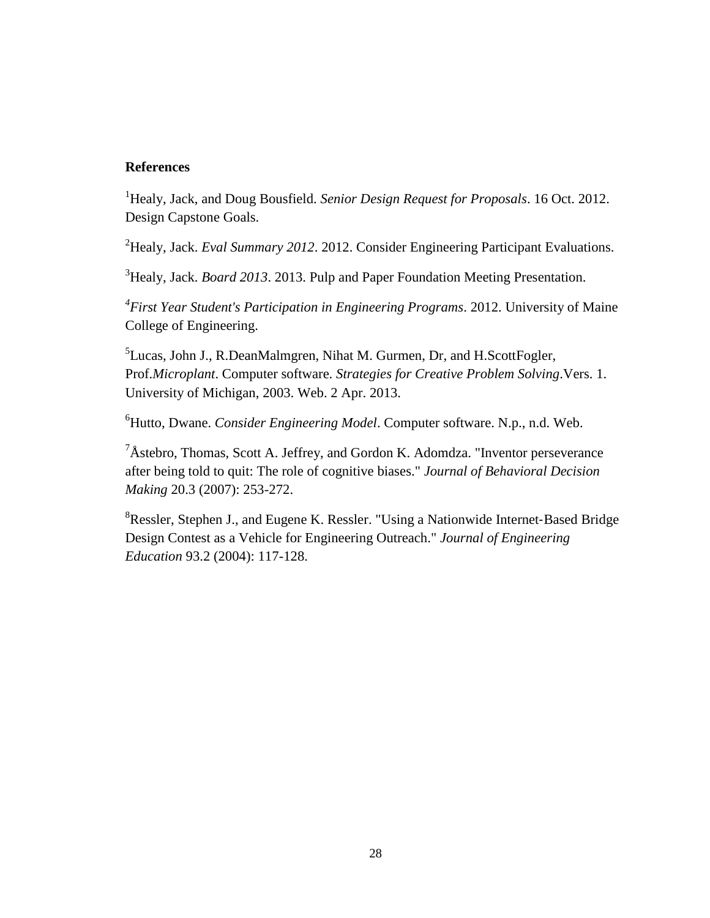**References**

[1]Healy, Jack, and Doug Bousfield. *Senior Design Request for Proposals*. 16 Oct. 2012. Design Capstone Goals.

[2]Healy, Jack. *Eval Summary 2012*. 2012. Consider Engineering Participant Evaluations.

[3]Healy, Jack. *Board 2013*. 2013. Pulp and Paper Foundation Meeting Presentation.

[4]*First Year Student's Participation in Engineering Programs*. 2012. University of Maine College of Engineering.

[5]Lucas, John J., R.DeanMalmgren, Nihat M. Gurmen, Dr, and H.ScottFogler, Prof.*Microplant*. Computer software. *Strategies for Creative Problem Solving*.Vers. 1. University of Michigan, 2003. Web. 2 Apr. 2013.

[6]Hutto, Dwane. *Consider Engineering Model*. Computer software. N.p., n.d. Web.

[7]Åstebro, Thomas, Scott A. Jeffrey, and Gordon K. Adomdza. "Inventor perseverance after being told to quit: The role of cognitive biases." *Journal of Behavioral Decision Making* 20.3 (2007): 253-272.

[8]Ressler, Stephen J., and Eugene K. Ressler. "Using a Nationwide Internet-Based Bridge Design Contest as a Vehicle for Engineering Outreach." *Journal of Engineering Education* 93.2 (2004): 117-128.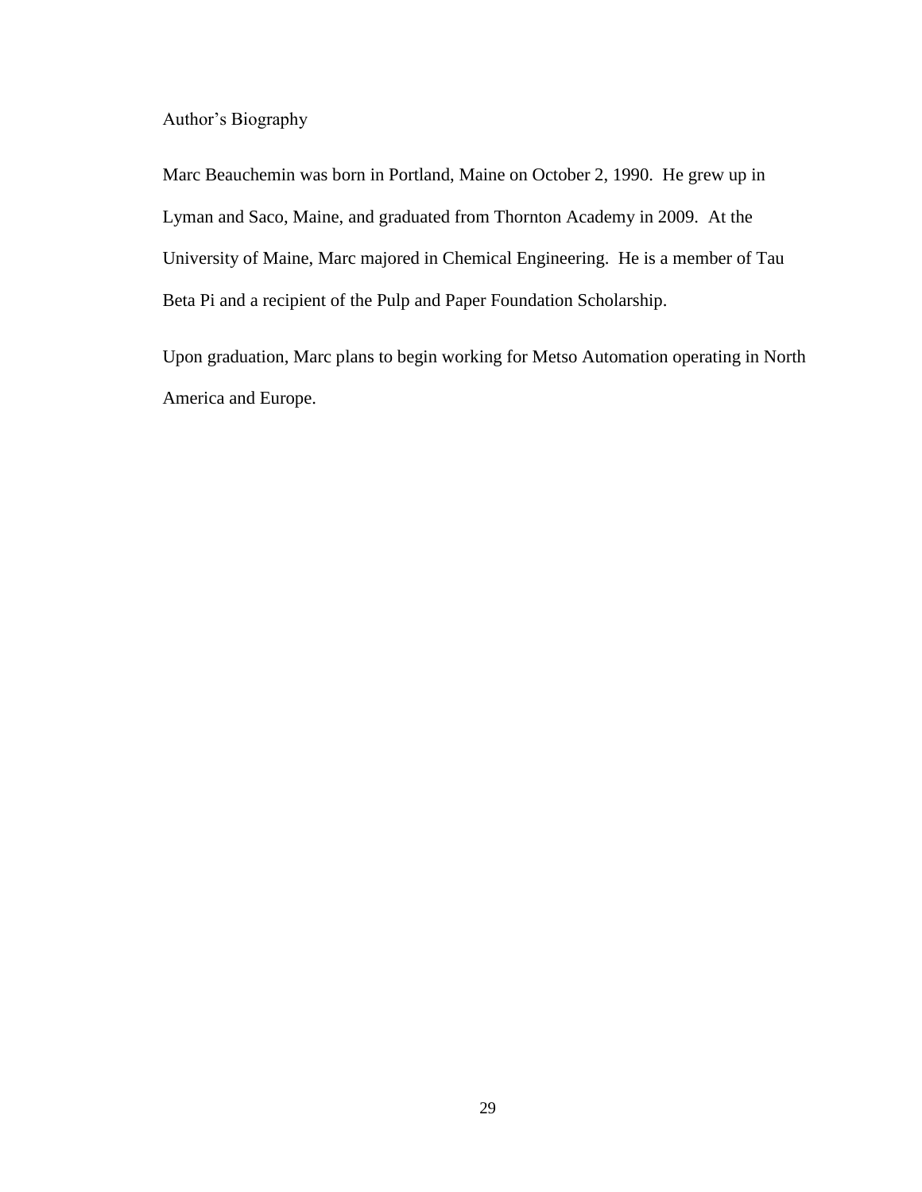# Author's Biography

Marc Beauchemin was born in Portland, Maine on October 2, 1990. He grew up in Lyman and Saco, Maine, and graduated from Thornton Academy in 2009. At the University of Maine, Marc majored in Chemical Engineering. He is a member of Tau Beta Pi and a recipient of the Pulp and Paper Foundation Scholarship.

Upon graduation, Marc plans to begin working for Metso Automation operating in North America and Europe.